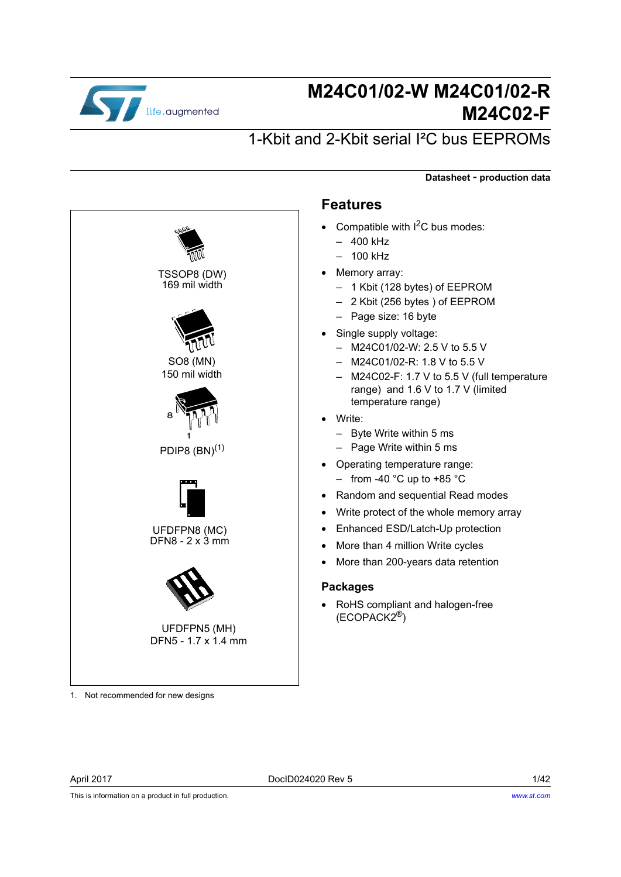# M24C01/02-W M24C01/02-R M24C02-F

## 1-Kbit and 2-Kbit serial I²C bus EEPROMs

**Datasheet - production data**

TSSOP8 (DW)
169 mil width

SO8 (MN)
150 mil width

PDIP8 (BN)(1)

UFDFPN8 (MC)
DFN8 - 2 x 3 mm

UFDFPN5 (MH)
DFN5 - 1.7 x 1.4 mm

1. Not recommended for new designs

## Features

- Compatible with I$^2$C bus modes:
  - 400 kHz
  - 100 kHz
- Memory array:
  - 1 Kbit (128 bytes) of EEPROM
  - 2 Kbit (256 bytes ) of EEPROM
  - Page size: 16 byte
- Single supply voltage:
  - M24C01/02-W: 2.5 V to 5.5 V
  - M24C01/02-R: 1.8 V to 5.5 V
  - M24C02-F: 1.7 V to 5.5 V (full temperature range) and 1.6 V to 1.7 V (limited temperature range)
- Write:
  - Byte Write within 5 ms
  - Page Write within 5 ms
- Operating temperature range:
  - from -40 °C up to +85 °C
- Random and sequential Read modes
- Write protect of the whole memory array
- Enhanced ESD/Latch-Up protection
- More than 4 million Write cycles
- More than 200-years data retention

## Packages

- RoHS compliant and halogen-free (ECOPACK2®)

April 2017 DocID024020 Rev 5

This is information on a product in full production.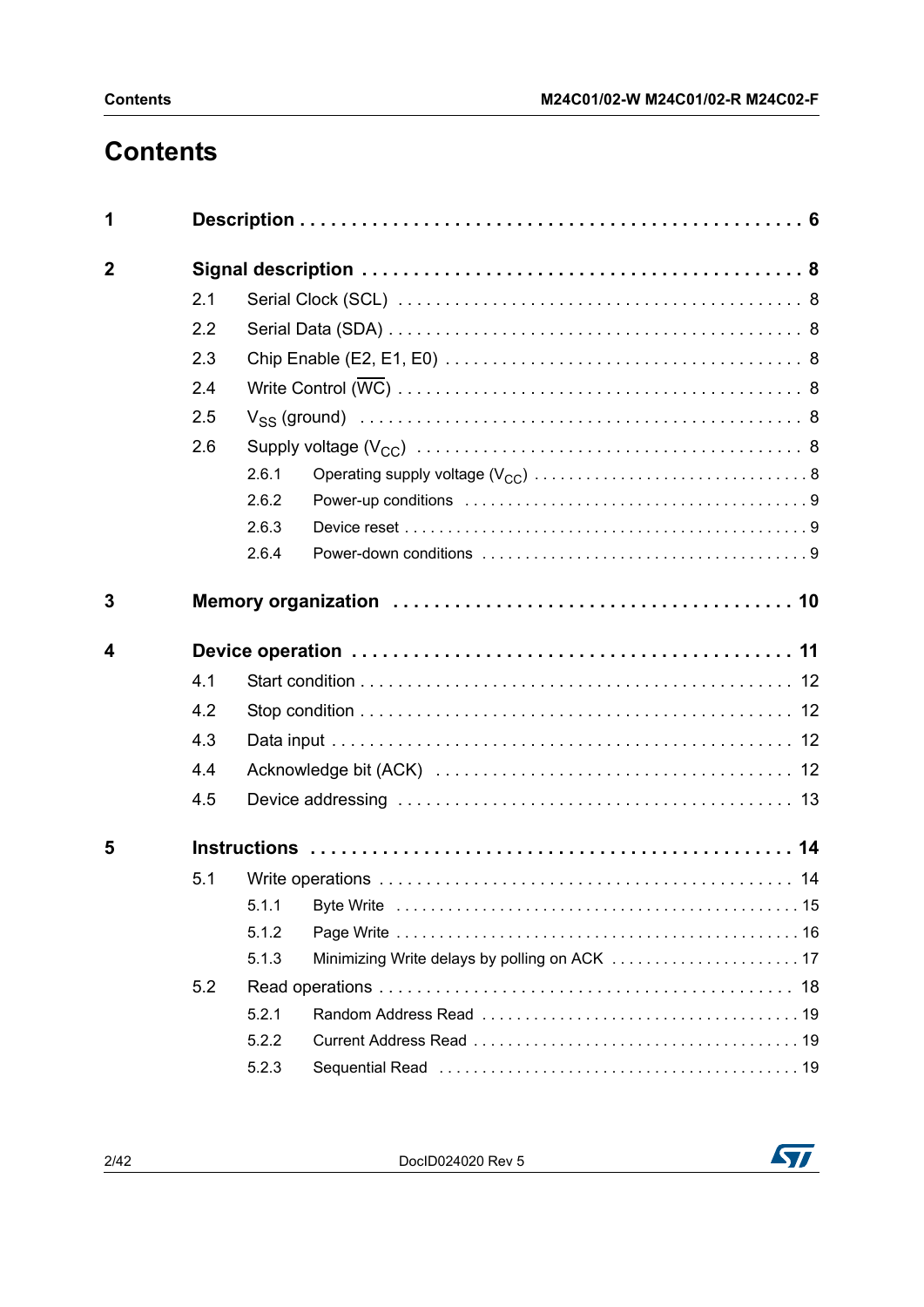# Contents

**1 Description . . . . . . . . . . . . . . . . . . . . . . . . . . . . . . . . . . . . . . . . . . . . . . . 6**

**2 Signal description . . . . . . . . . . . . . . . . . . . . . . . . . . . . . . . . . . . . . . . . . . 8**

- 2.1 Serial Clock (SCL) . . . . . . . . . . . . . . . . . . . . . . . . . . . . . . . . . . . . . . . 8
- 2.2 Serial Data (SDA) . . . . . . . . . . . . . . . . . . . . . . . . . . . . . . . . . . . . . . . . 8
- 2.3 Chip Enable (E2, E1, E0) . . . . . . . . . . . . . . . . . . . . . . . . . . . . . . . . . . 8
- 2.4 Write Control ($\overline{WC}$) . . . . . . . . . . . . . . . . . . . . . . . . . . . . . . . . . . . . . . 8
- 2.5 $V_{SS}$ (ground) . . . . . . . . . . . . . . . . . . . . . . . . . . . . . . . . . . . . . . . . . . . 8
- 2.6 Supply voltage ($V_{CC}$) . . . . . . . . . . . . . . . . . . . . . . . . . . . . . . . . . . . . . 8
  - 2.6.1 Operating supply voltage ($V_{CC}$) . . . . . . . . . . . . . . . . . . . . . . . . . . . . . . 8
  - 2.6.2 Power-up conditions . . . . . . . . . . . . . . . . . . . . . . . . . . . . . . . . . . . . . . 9
  - 2.6.3 Device reset . . . . . . . . . . . . . . . . . . . . . . . . . . . . . . . . . . . . . . . . . . . 9
  - 2.6.4 Power-down conditions . . . . . . . . . . . . . . . . . . . . . . . . . . . . . . . . . . . 9

**3 Memory organization . . . . . . . . . . . . . . . . . . . . . . . . . . . . . . . . . . . . . 10**

**4 Device operation . . . . . . . . . . . . . . . . . . . . . . . . . . . . . . . . . . . . . . . . . 11**

- 4.1 Start condition . . . . . . . . . . . . . . . . . . . . . . . . . . . . . . . . . . . . . . . . . . 12
- 4.2 Stop condition . . . . . . . . . . . . . . . . . . . . . . . . . . . . . . . . . . . . . . . . . . 12
- 4.3 Data input . . . . . . . . . . . . . . . . . . . . . . . . . . . . . . . . . . . . . . . . . . . . . 12
- 4.4 Acknowledge bit (ACK) . . . . . . . . . . . . . . . . . . . . . . . . . . . . . . . . . . . . 12
- 4.5 Device addressing . . . . . . . . . . . . . . . . . . . . . . . . . . . . . . . . . . . . . . . 13

**5 Instructions . . . . . . . . . . . . . . . . . . . . . . . . . . . . . . . . . . . . . . . . . . . . 14**

- 5.1 Write operations . . . . . . . . . . . . . . . . . . . . . . . . . . . . . . . . . . . . . . . . 14
  - 5.1.1 Byte Write . . . . . . . . . . . . . . . . . . . . . . . . . . . . . . . . . . . . . . . . . . . . 15
  - 5.1.2 Page Write . . . . . . . . . . . . . . . . . . . . . . . . . . . . . . . . . . . . . . . . . . . . 16
  - 5.1.3 Minimizing Write delays by polling on ACK . . . . . . . . . . . . . . . . . . . . . 17
- 5.2 Read operations . . . . . . . . . . . . . . . . . . . . . . . . . . . . . . . . . . . . . . . . . 18
  - 5.2.1 Random Address Read . . . . . . . . . . . . . . . . . . . . . . . . . . . . . . . . . . . 19
  - 5.2.2 Current Address Read . . . . . . . . . . . . . . . . . . . . . . . . . . . . . . . . . . . . 19
  - 5.2.3 Sequential Read . . . . . . . . . . . . . . . . . . . . . . . . . . . . . . . . . . . . . . . . 19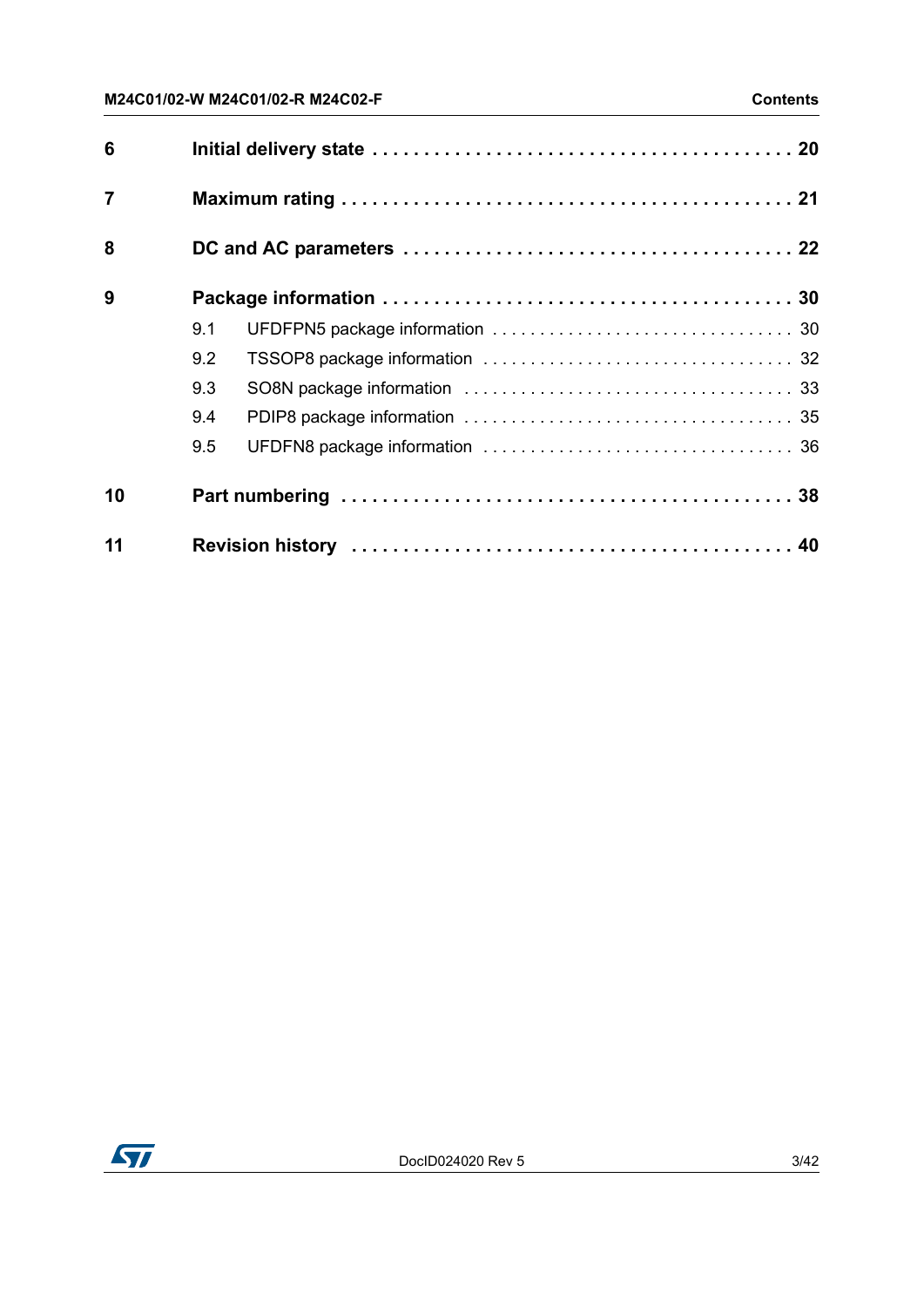| | | |
|---|---|---|
| **6** | **Initial delivery state** | **20** |
| **7** | **Maximum rating** | **21** |
| **8** | **DC and AC parameters** | **22** |
| **9** | **Package information** | **30** |
| | 9.1 UFDFPN5 package information | 30 |
| | 9.2 TSSOP8 package information | 32 |
| | 9.3 SO8N package information | 33 |
| | 9.4 PDIP8 package information | 35 |
| | 9.5 UFDFN8 package information | 36 |
| **10** | **Part numbering** | **38** |
| **11** | **Revision history** | **40** |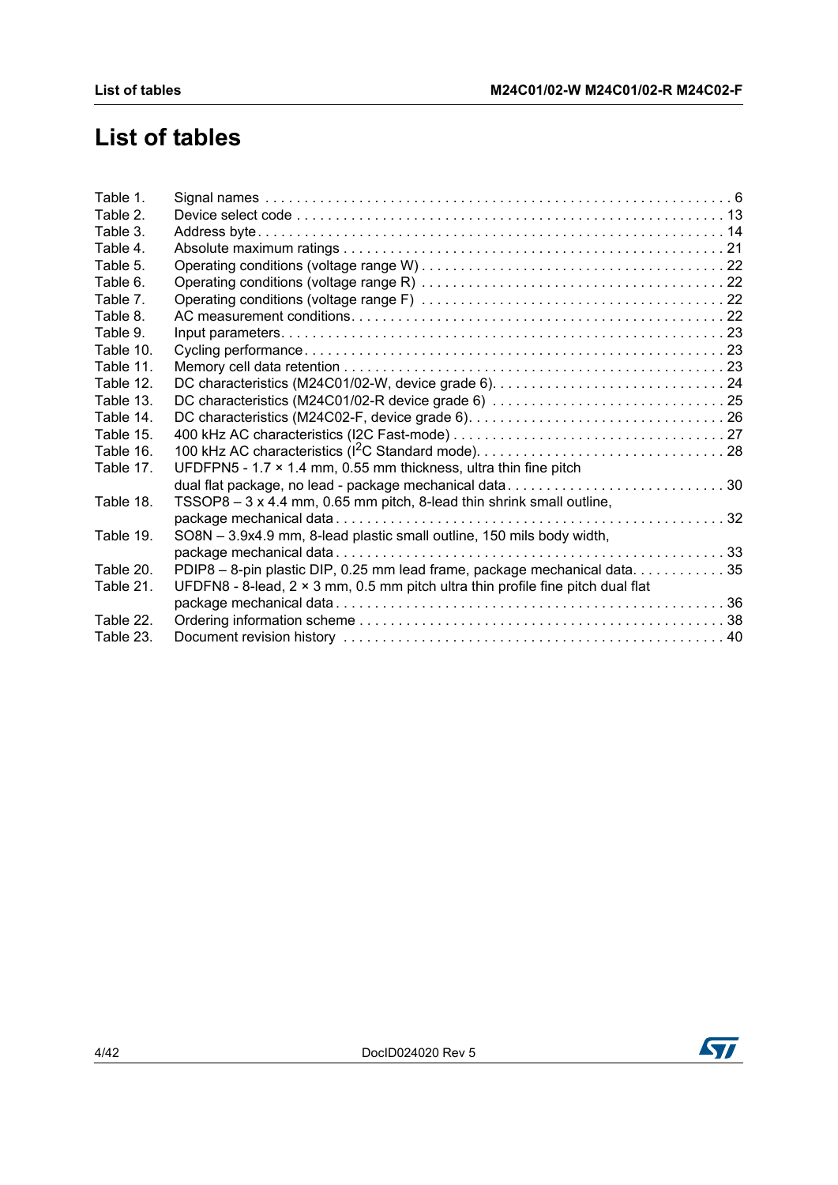# List of tables

| | | |
|---|---|---|
| Table 1. | Signal names | 6 |
| Table 2. | Device select code | 13 |
| Table 3. | Address byte | 14 |
| Table 4. | Absolute maximum ratings | 21 |
| Table 5. | Operating conditions (voltage range W) | 22 |
| Table 6. | Operating conditions (voltage range R) | 22 |
| Table 7. | Operating conditions (voltage range F) | 22 |
| Table 8. | AC measurement conditions | 22 |
| Table 9. | Input parameters | 23 |
| Table 10. | Cycling performance | 23 |
| Table 11. | Memory cell data retention | 23 |
| Table 12. | DC characteristics (M24C01/02-W, device grade 6) | 24 |
| Table 13. | DC characteristics (M24C01/02-R device grade 6) | 25 |
| Table 14. | DC characteristics (M24C02-F, device grade 6) | 26 |
| Table 15. | 400 kHz AC characteristics (I2C Fast-mode) | 27 |
| Table 16. | 100 kHz AC characteristics ($I^2C$ Standard mode) | 28 |
| Table 17. | UFDFPN5 - 1.7 × 1.4 mm, 0.55 mm thickness, ultra thin fine pitch dual flat package, no lead - package mechanical data | 30 |
| Table 18. | TSSOP8 – 3 x 4.4 mm, 0.65 mm pitch, 8-lead thin shrink small outline, package mechanical data | 32 |
| Table 19. | SO8N – 3.9x4.9 mm, 8-lead plastic small outline, 150 mils body width, package mechanical data | 33 |
| Table 20. | PDIP8 – 8-pin plastic DIP, 0.25 mm lead frame, package mechanical data | 35 |
| Table 21. | UFDFN8 - 8-lead, 2 × 3 mm, 0.5 mm pitch ultra thin profile fine pitch dual flat package mechanical data | 36 |
| Table 22. | Ordering information scheme | 38 |
| Table 23. | Document revision history | 40 |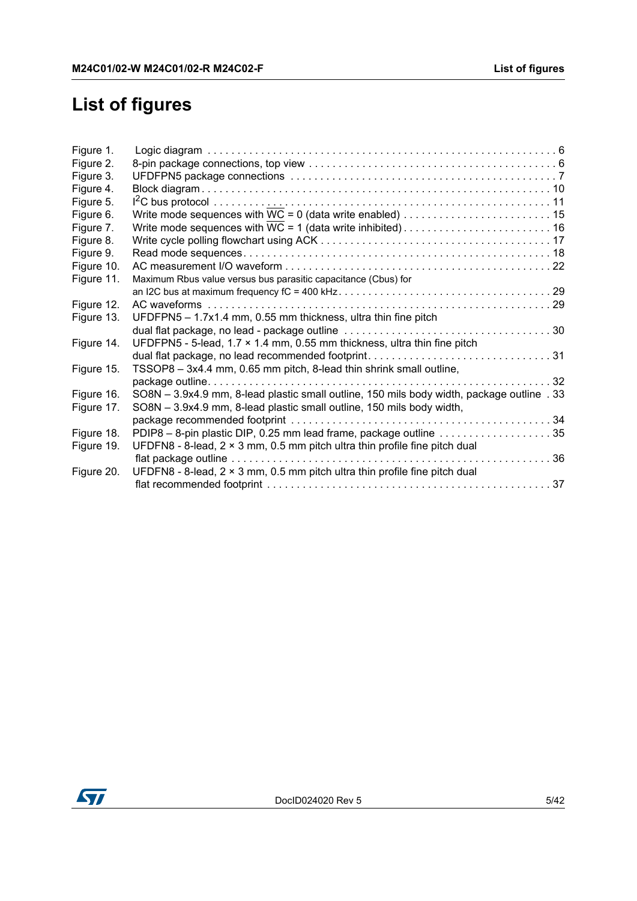# List of figures

| | | |
|---|---|---|
| Figure 1. | Logic diagram | 6 |
| Figure 2. | 8-pin package connections, top view | 6 |
| Figure 3. | UFDFPN5 package connections | 7 |
| Figure 4. | Block diagram | 10 |
| Figure 5. | $I^2C$ bus protocol | 11 |
| Figure 6. | Write mode sequences with $\overline{WC}$ = 0 (data write enabled) | 15 |
| Figure 7. | Write mode sequences with $\overline{WC}$ = 1 (data write inhibited) | 16 |
| Figure 8. | Write cycle polling flowchart using ACK | 17 |
| Figure 9. | Read mode sequences | 18 |
| Figure 10. | AC measurement I/O waveform | 22 |
| Figure 11. | Maximum Rbus value versus bus parasitic capacitance (Cbus) for an I2C bus at maximum frequency fC = 400 kHz | 29 |
| Figure 12. | AC waveforms | 29 |
| Figure 13. | UFDFPN5 – 1.7x1.4 mm, 0.55 mm thickness, ultra thin fine pitch dual flat package, no lead - package outline | 30 |
| Figure 14. | UFDFPN5 - 5-lead, 1.7 × 1.4 mm, 0.55 mm thickness, ultra thin fine pitch dual flat package, no lead recommended footprint | 31 |
| Figure 15. | TSSOP8 – 3x4.4 mm, 0.65 mm pitch, 8-lead thin shrink small outline, package outline | 32 |
| Figure 16. | SO8N – 3.9x4.9 mm, 8-lead plastic small outline, 150 mils body width, package outline | 33 |
| Figure 17. | SO8N – 3.9x4.9 mm, 8-lead plastic small outline, 150 mils body width, package recommended footprint | 34 |
| Figure 18. | PDIP8 – 8-pin plastic DIP, 0.25 mm lead frame, package outline | 35 |
| Figure 19. | UFDFN8 - 8-lead, 2 × 3 mm, 0.5 mm pitch ultra thin profile fine pitch dual flat package outline | 36 |
| Figure 20. | UFDFN8 - 8-lead, 2 × 3 mm, 0.5 mm pitch ultra thin profile fine pitch dual flat recommended footprint | 37 |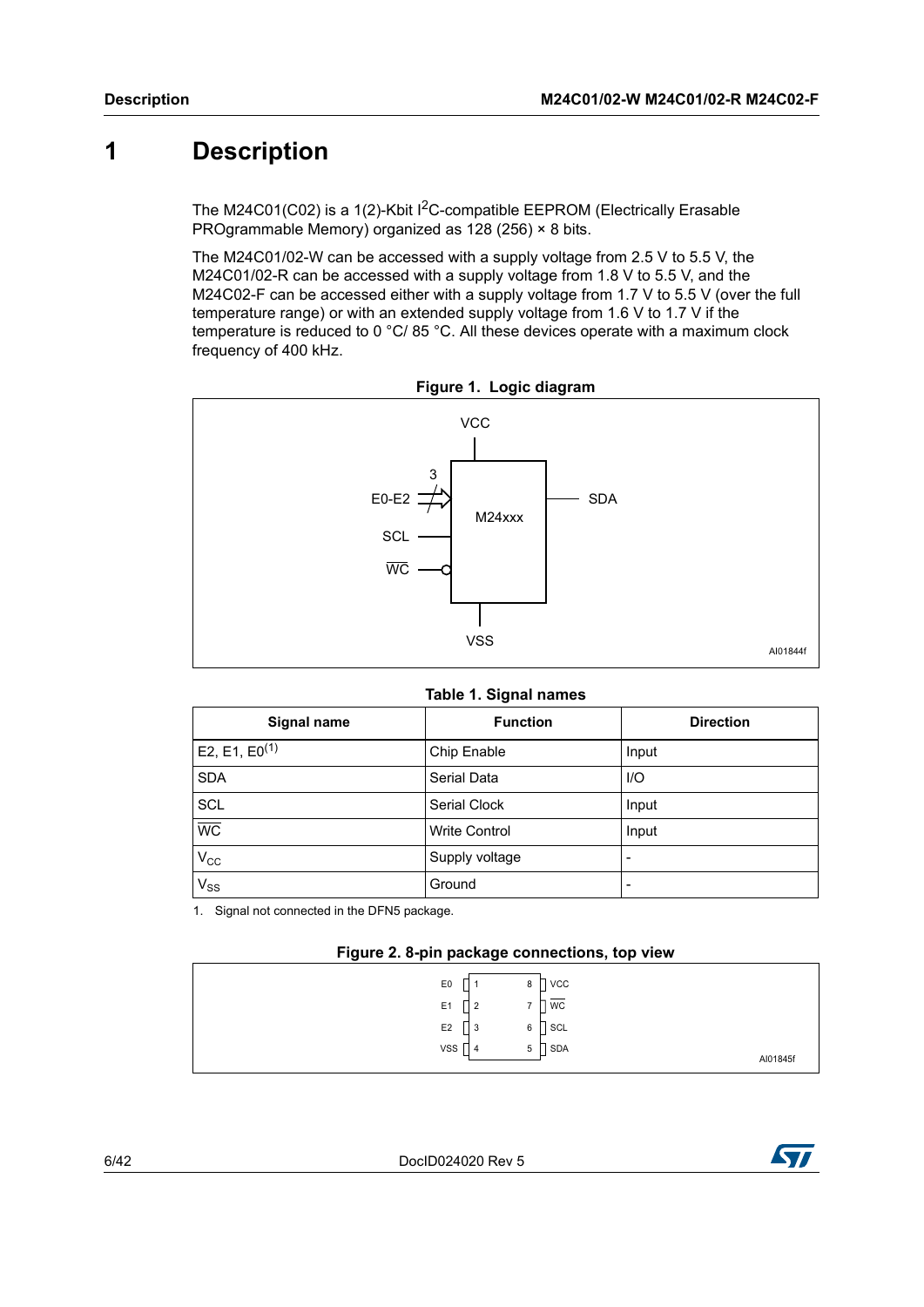# 1 Description

The M24C01(C02) is a 1(2)-Kbit $I^2C$-compatible EEPROM (Electrically Erasable PROgrammable Memory) organized as 128 (256) × 8 bits.

The M24C01/02-W can be accessed with a supply voltage from 2.5 V to 5.5 V, the M24C01/02-R can be accessed with a supply voltage from 1.8 V to 5.5 V, and the M24C02-F can be accessed either with a supply voltage from 1.7 V to 5.5 V (over the full temperature range) or with an extended supply voltage from 1.6 V to 1.7 V if the temperature is reduced to 0 °C/ 85 °C. All these devices operate with a maximum clock frequency of 400 kHz.

**Figure 1. Logic diagram**

**Table 1. Signal names**

| Signal name | Function | Direction |
|---|---|---|
| E2, E1, E0[(1)] | Chip Enable | Input |
| SDA | Serial Data | I/O |
| SCL | Serial Clock | Input |
| $\overline{WC}$ | Write Control | Input |
| $V_{CC}$ | Supply voltage | - |
| $V_{SS}$ | Ground | - |

1. Signal not connected in the DFN5 package.

**Figure 2. 8-pin package connections, top view**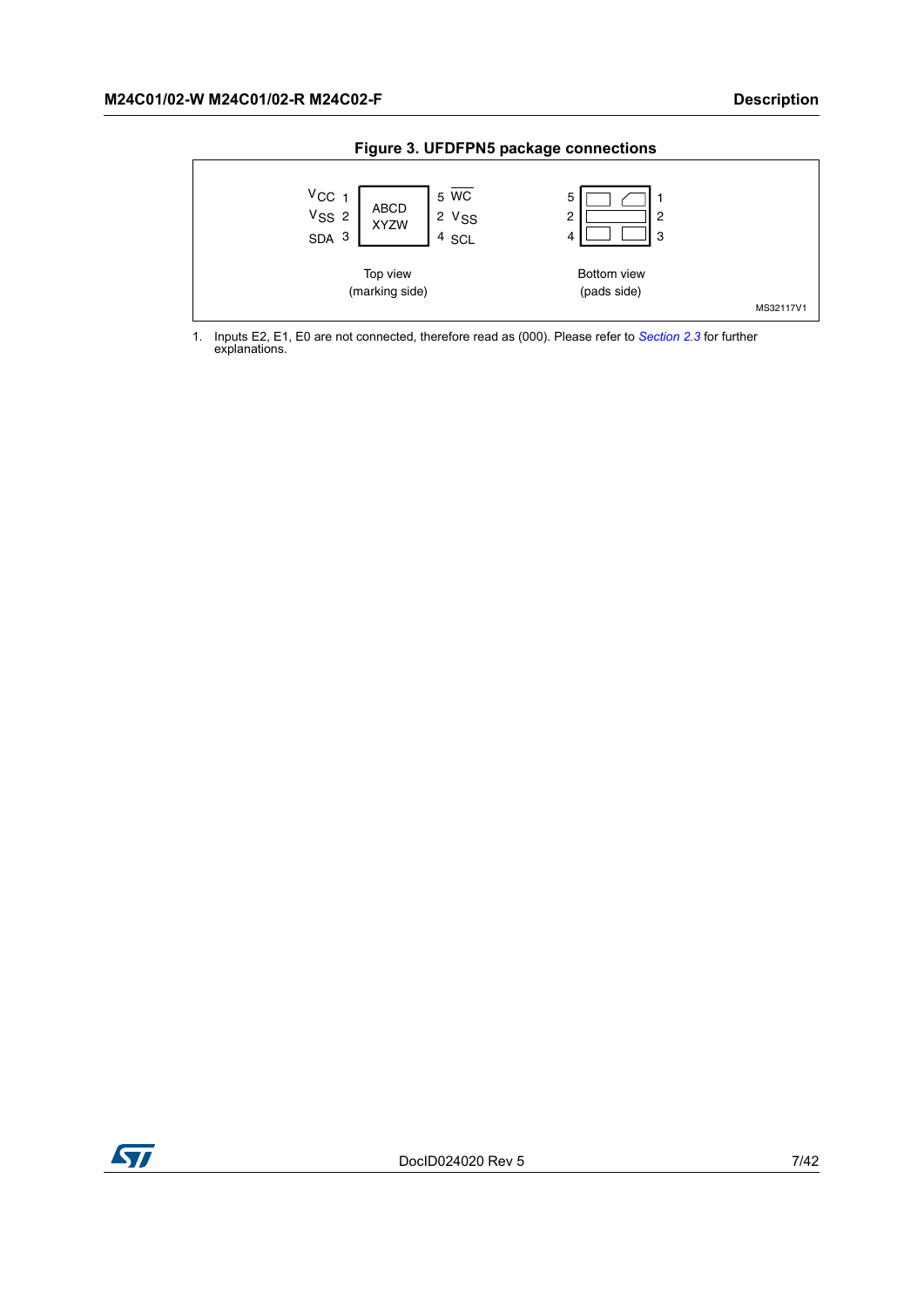**Figure 3. UFDFPN5 package connections**

| Top view (marking side) | | | |
|---|---|---|---|
| $V_{CC}$ 1 | ABCD | 5 | $\overline{WC}$ |
| $V_{SS}$ 2 | XYZW | 2 | $V_{SS}$ |
| SDA 3 | | 4 | SCL |

Bottom view (pads side): 5, 2, 4 (left) / 1, 2, 3 (right)

MS32117V1

1. Inputs E2, E1, E0 are not connected, therefore read as (000). Please refer to *Section 2.3* for further explanations.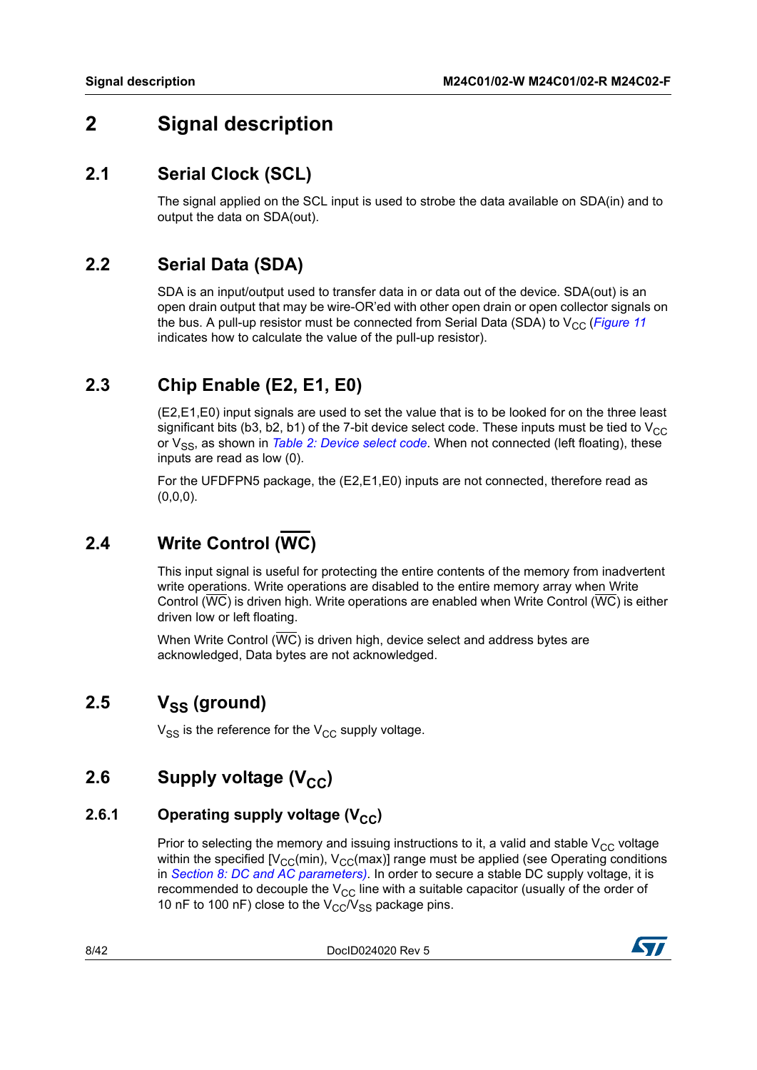# 2 Signal description

## 2.1 Serial Clock (SCL)

The signal applied on the SCL input is used to strobe the data available on SDA(in) and to output the data on SDA(out).

## 2.2 Serial Data (SDA)

SDA is an input/output used to transfer data in or data out of the device. SDA(out) is an open drain output that may be wire-OR'ed with other open drain or open collector signals on the bus. A pull-up resistor must be connected from Serial Data (SDA) to $V_{CC}$ (*Figure 11* indicates how to calculate the value of the pull-up resistor).

## 2.3 Chip Enable (E2, E1, E0)

(E2,E1,E0) input signals are used to set the value that is to be looked for on the three least significant bits (b3, b2, b1) of the 7-bit device select code. These inputs must be tied to $V_{CC}$ or $V_{SS}$, as shown in *Table 2: Device select code*. When not connected (left floating), these inputs are read as low (0).

For the UFDFPN5 package, the (E2,E1,E0) inputs are not connected, therefore read as (0,0,0).

## 2.4 Write Control ($\overline{WC}$)

This input signal is useful for protecting the entire contents of the memory from inadvertent write operations. Write operations are disabled to the entire memory array when Write Control ($\overline{WC}$) is driven high. Write operations are enabled when Write Control ($\overline{WC}$) is either driven low or left floating.

When Write Control ($\overline{WC}$) is driven high, device select and address bytes are acknowledged, Data bytes are not acknowledged.

## 2.5 $V_{SS}$ (ground)

$V_{SS}$ is the reference for the $V_{CC}$ supply voltage.

## 2.6 Supply voltage ($V_{CC}$)

### 2.6.1 Operating supply voltage ($V_{CC}$)

Prior to selecting the memory and issuing instructions to it, a valid and stable $V_{CC}$ voltage within the specified [$V_{CC}$(min), $V_{CC}$(max)] range must be applied (see Operating conditions in *Section 8: DC and AC parameters)*. In order to secure a stable DC supply voltage, it is recommended to decouple the $V_{CC}$ line with a suitable capacitor (usually of the order of 10 nF to 100 nF) close to the $V_{CC}$/$V_{SS}$ package pins.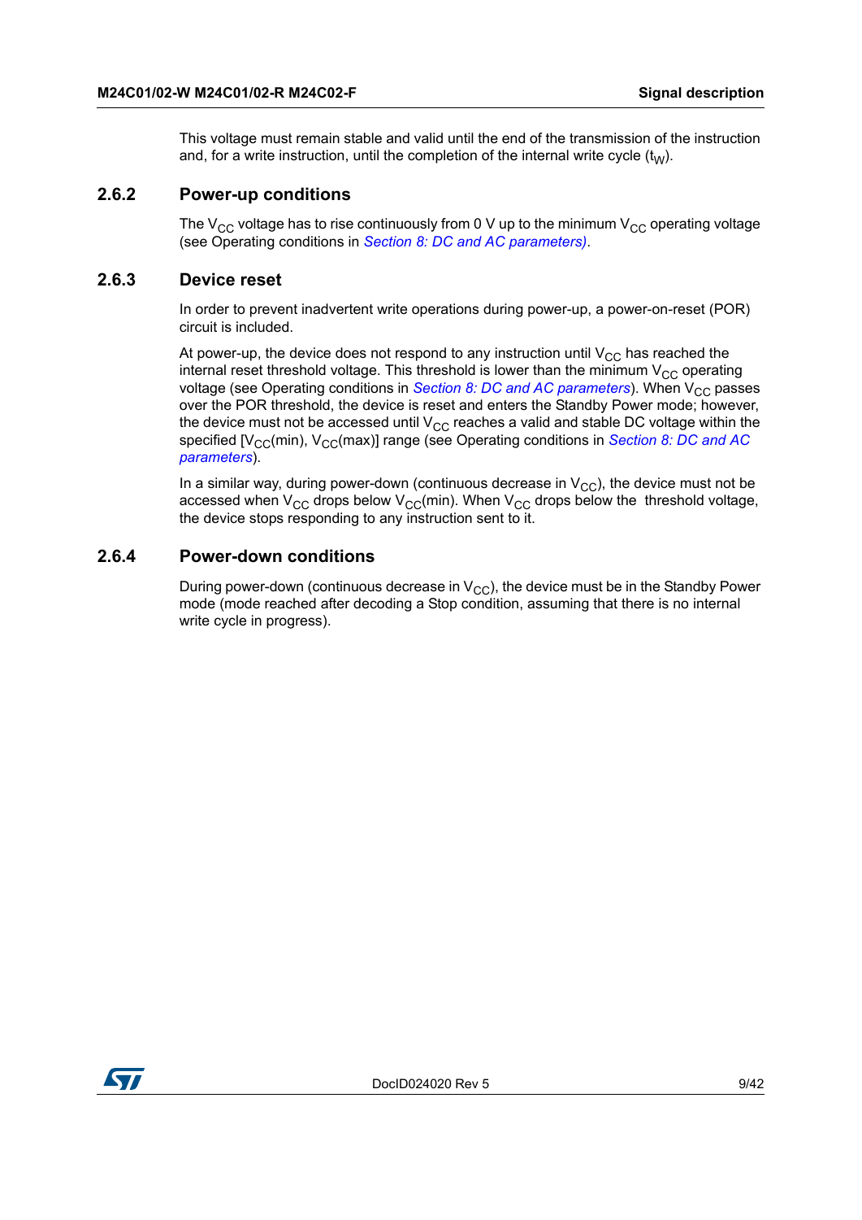This voltage must remain stable and valid until the end of the transmission of the instruction and, for a write instruction, until the completion of the internal write cycle ($t_W$).

### 2.6.2 Power-up conditions

The $V_{CC}$ voltage has to rise continuously from 0 V up to the minimum $V_{CC}$ operating voltage (see Operating conditions in *Section 8: DC and AC parameters)*.

### 2.6.3 Device reset

In order to prevent inadvertent write operations during power-up, a power-on-reset (POR) circuit is included.

At power-up, the device does not respond to any instruction until $V_{CC}$ has reached the internal reset threshold voltage. This threshold is lower than the minimum $V_{CC}$ operating voltage (see Operating conditions in *Section 8: DC and AC parameters*). When $V_{CC}$ passes over the POR threshold, the device is reset and enters the Standby Power mode; however, the device must not be accessed until $V_{CC}$ reaches a valid and stable DC voltage within the specified [$V_{CC}$(min), $V_{CC}$(max)] range (see Operating conditions in *Section 8: DC and AC parameters*).

In a similar way, during power-down (continuous decrease in $V_{CC}$), the device must not be accessed when $V_{CC}$ drops below $V_{CC}$(min). When $V_{CC}$ drops below the threshold voltage, the device stops responding to any instruction sent to it.

### 2.6.4 Power-down conditions

During power-down (continuous decrease in $V_{CC}$), the device must be in the Standby Power mode (mode reached after decoding a Stop condition, assuming that there is no internal write cycle in progress).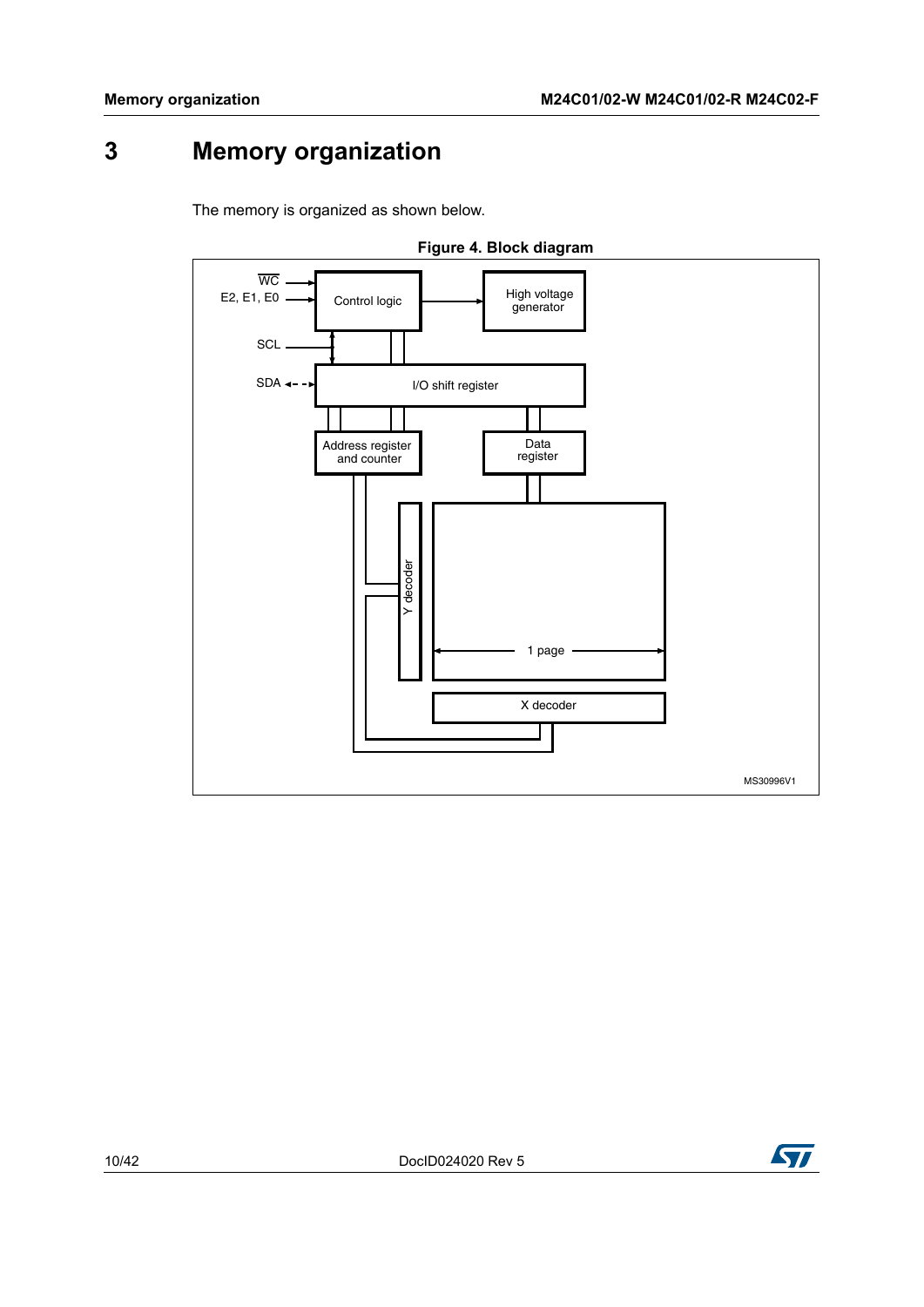# 3 Memory organization

The memory is organized as shown below.

**Figure 4. Block diagram**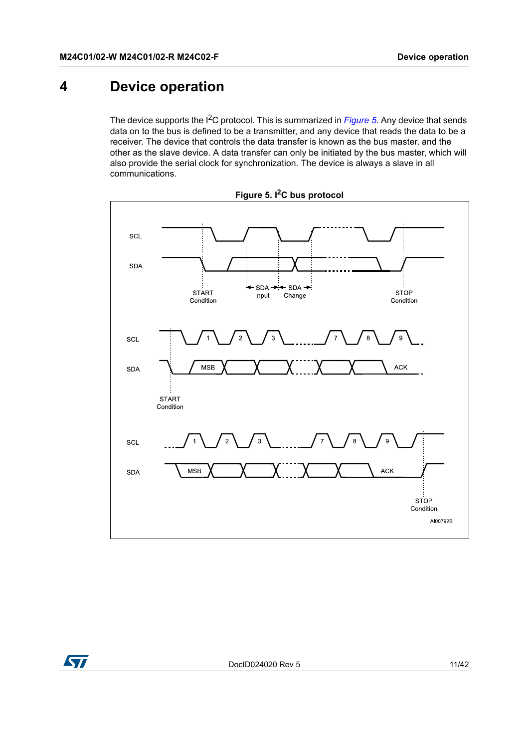# 4 Device operation

The device supports the I$^2$C protocol. This is summarized in *Figure 5*. Any device that sends data on to the bus is defined to be a transmitter, and any device that reads the data to be a receiver. The device that controls the data transfer is known as the bus master, and the other as the slave device. A data transfer can only be initiated by the bus master, which will also provide the serial clock for synchronization. The device is always a slave in all communications.

**Figure 5. I$^2$C bus protocol**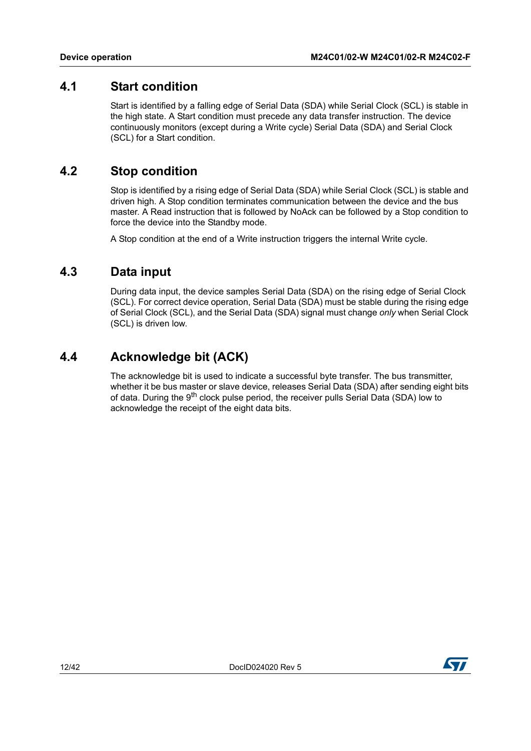## 4.1 Start condition

Start is identified by a falling edge of Serial Data (SDA) while Serial Clock (SCL) is stable in the high state. A Start condition must precede any data transfer instruction. The device continuously monitors (except during a Write cycle) Serial Data (SDA) and Serial Clock (SCL) for a Start condition.

## 4.2 Stop condition

Stop is identified by a rising edge of Serial Data (SDA) while Serial Clock (SCL) is stable and driven high. A Stop condition terminates communication between the device and the bus master. A Read instruction that is followed by NoAck can be followed by a Stop condition to force the device into the Standby mode.

A Stop condition at the end of a Write instruction triggers the internal Write cycle.

## 4.3 Data input

During data input, the device samples Serial Data (SDA) on the rising edge of Serial Clock (SCL). For correct device operation, Serial Data (SDA) must be stable during the rising edge of Serial Clock (SCL), and the Serial Data (SDA) signal must change *only* when Serial Clock (SCL) is driven low.

## 4.4 Acknowledge bit (ACK)

The acknowledge bit is used to indicate a successful byte transfer. The bus transmitter, whether it be bus master or slave device, releases Serial Data (SDA) after sending eight bits of data. During the $9^{th}$ clock pulse period, the receiver pulls Serial Data (SDA) low to acknowledge the receipt of the eight data bits.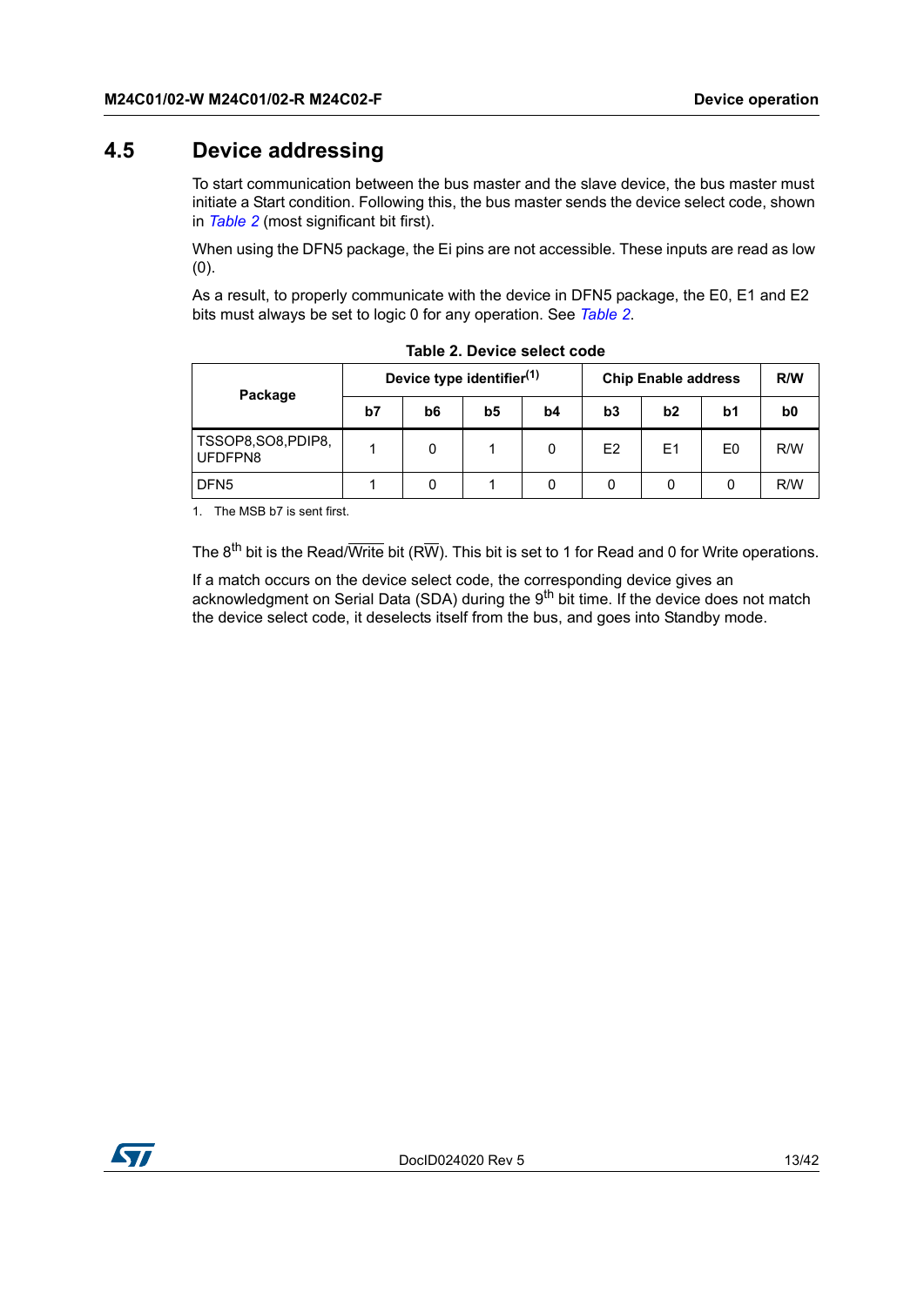## 4.5 Device addressing

To start communication between the bus master and the slave device, the bus master must initiate a Start condition. Following this, the bus master sends the device select code, shown in *Table 2* (most significant bit first).

When using the DFN5 package, the Ei pins are not accessible. These inputs are read as low (0).

As a result, to properly communicate with the device in DFN5 package, the E0, E1 and E2 bits must always be set to logic 0 for any operation. See *Table 2*.

**Table 2. Device select code**

| Package | Device type identifier[(1)] | | | | Chip Enable address | | | R/W |
|---|---|---|---|---|---|---|---|---|
| | b7 | b6 | b5 | b4 | b3 | b2 | b1 | b0 |
| TSSOP8,SO8,PDIP8, UFDFPN8 | 1 | 0 | 1 | 0 | E2 | E1 | E0 | R/W |
| DFN5 | 1 | 0 | 1 | 0 | 0 | 0 | 0 | R/W |

1. The MSB b7 is sent first.

The 8th bit is the Read/$\overline{\text{Write}}$ bit (R$\overline{\text{W}}$). This bit is set to 1 for Read and 0 for Write operations.

If a match occurs on the device select code, the corresponding device gives an acknowledgment on Serial Data (SDA) during the 9th bit time. If the device does not match the device select code, it deselects itself from the bus, and goes into Standby mode.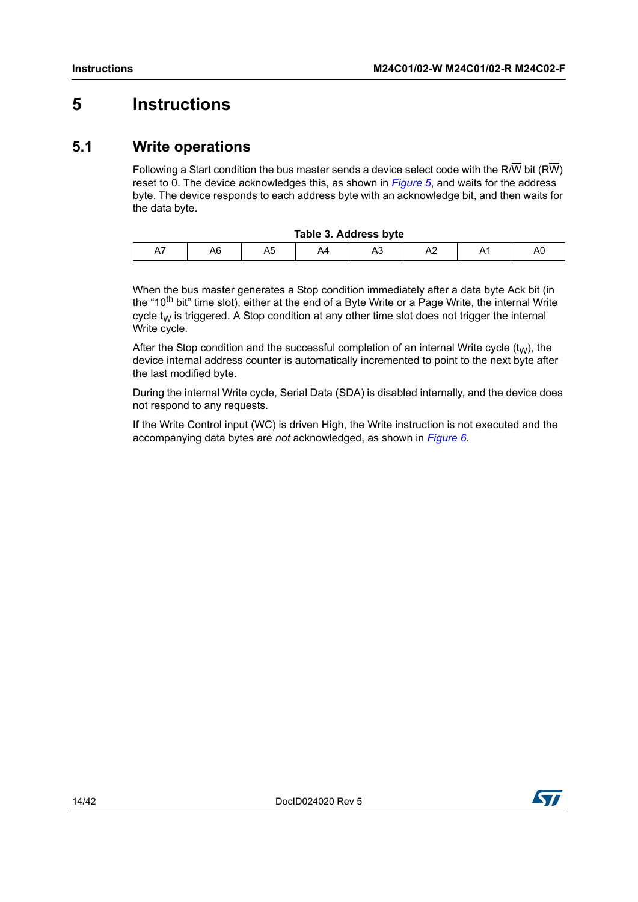# 5 Instructions

## 5.1 Write operations

Following a Start condition the bus master sends a device select code with the R/$\overline{W}$ bit (R$\overline{W}$) reset to 0. The device acknowledges this, as shown in *Figure 5*, and waits for the address byte. The device responds to each address byte with an acknowledge bit, and then waits for the data byte.

**Table 3. Address byte**

| A7 | A6 | A5 | A4 | A3 | A2 | A1 | A0 |
|---|---|---|---|---|---|---|---|

When the bus master generates a Stop condition immediately after a data byte Ack bit (in the "$10^{th}$ bit" time slot), either at the end of a Byte Write or a Page Write, the internal Write cycle $t_W$ is triggered. A Stop condition at any other time slot does not trigger the internal Write cycle.

After the Stop condition and the successful completion of an internal Write cycle ($t_W$), the device internal address counter is automatically incremented to point to the next byte after the last modified byte.

During the internal Write cycle, Serial Data (SDA) is disabled internally, and the device does not respond to any requests.

If the Write Control input (WC) is driven High, the Write instruction is not executed and the accompanying data bytes are *not* acknowledged, as shown in *Figure 6*.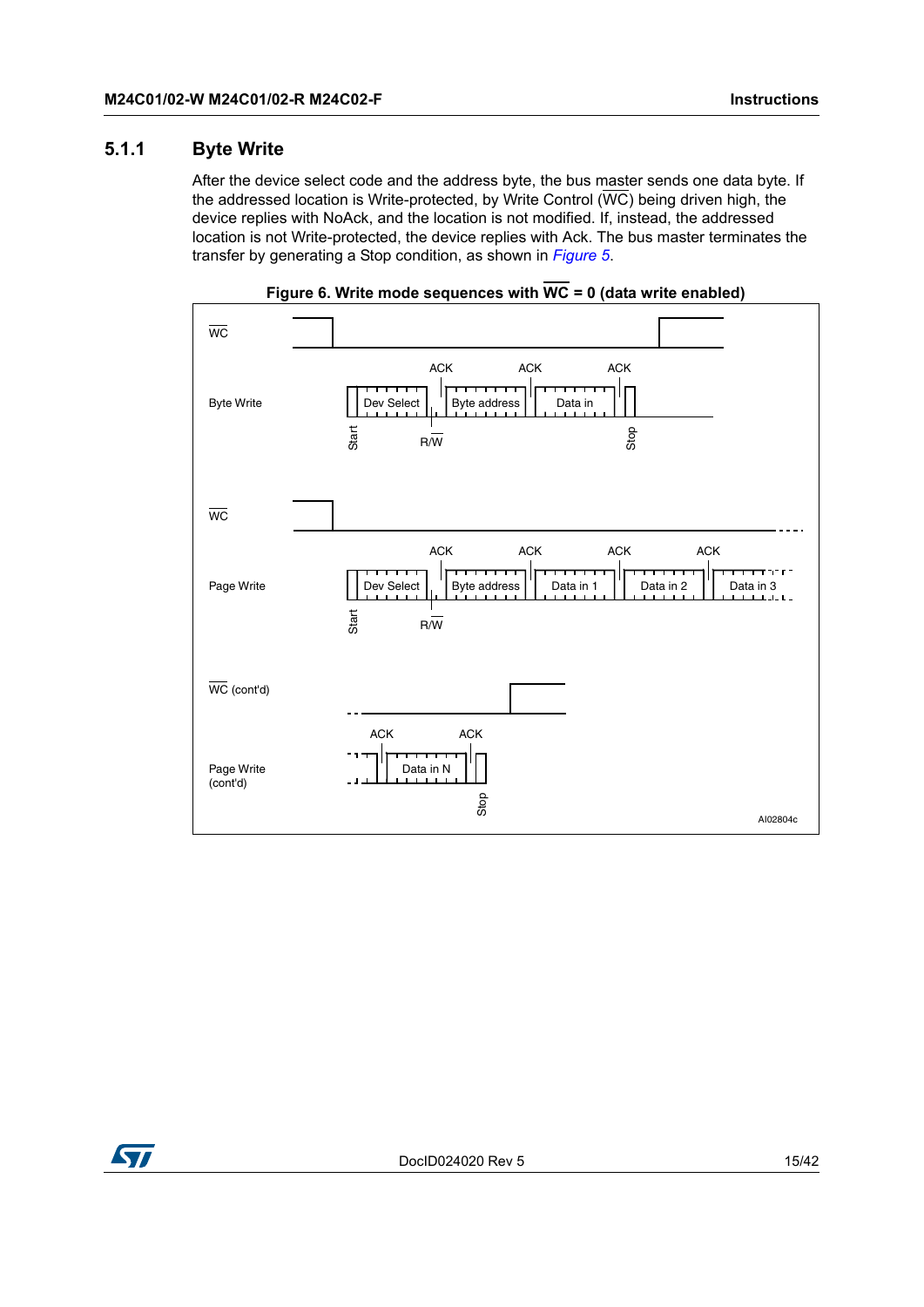### 5.1.1 Byte Write

After the device select code and the address byte, the bus master sends one data byte. If the addressed location is Write-protected, by Write Control ($\overline{WC}$) being driven high, the device replies with NoAck, and the location is not modified. If, instead, the addressed location is not Write-protected, the device replies with Ack. The bus master terminates the transfer by generating a Stop condition, as shown in *Figure 5*.

**Figure 6. Write mode sequences with $\overline{WC}$ = 0 (data write enabled)**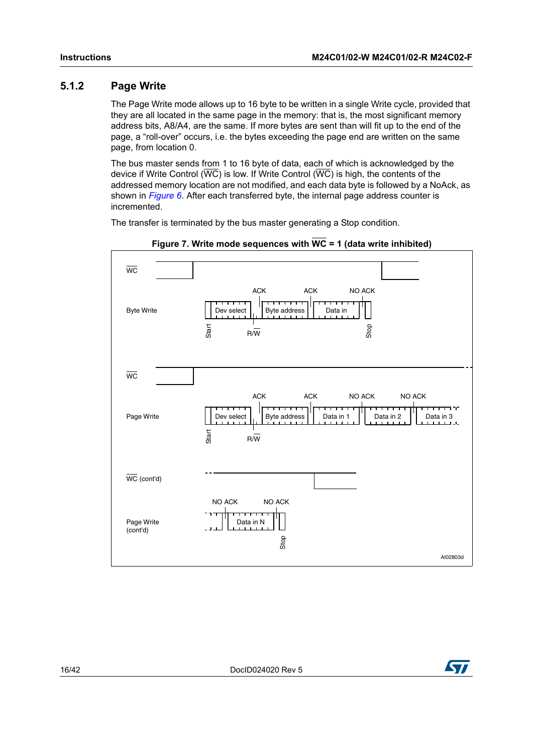### 5.1.2 Page Write

The Page Write mode allows up to 16 byte to be written in a single Write cycle, provided that they are all located in the same page in the memory: that is, the most significant memory address bits, A8/A4, are the same. If more bytes are sent than will fit up to the end of the page, a “roll-over” occurs, i.e. the bytes exceeding the page end are written on the same page, from location 0.

The bus master sends from 1 to 16 byte of data, each of which is acknowledged by the device if Write Control ($\overline{WC}$) is low. If Write Control ($\overline{WC}$) is high, the contents of the addressed memory location are not modified, and each data byte is followed by a NoAck, as shown in *Figure 6*. After each transferred byte, the internal page address counter is incremented.

The transfer is terminated by the bus master generating a Stop condition.

**Figure 7. Write mode sequences with $\overline{WC}$ = 1 (data write inhibited)**

WC

Byte Write: Start | Dev select | R/W | ACK | Byte address | ACK | Data in | NO ACK | Stop

WC

Page Write: Start | Dev select | R/W | ACK | Byte address | ACK | Data in 1 | NO ACK | Data in 2 | NO ACK | Data in 3

WC (cont'd)

Page Write (cont'd): NO ACK | Data in N | NO ACK | Stop

AI02803d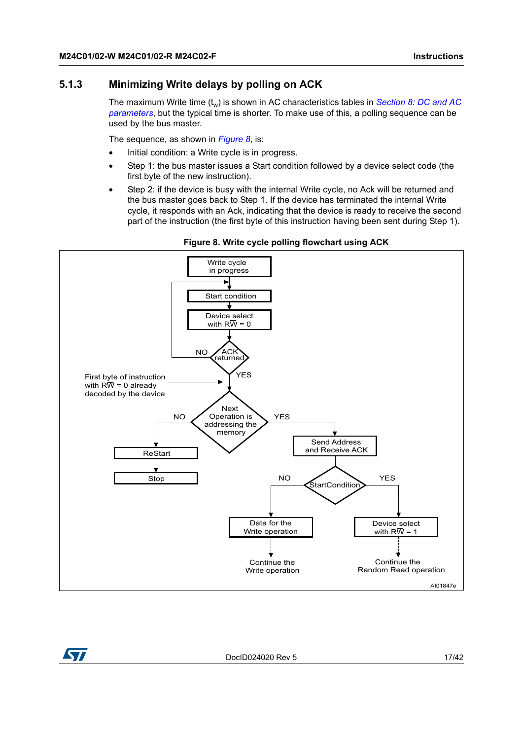### 5.1.3 Minimizing Write delays by polling on ACK

The maximum Write time ($t_w$) is shown in AC characteristics tables in *Section 8: DC and AC parameters*, but the typical time is shorter. To make use of this, a polling sequence can be used by the bus master.

The sequence, as shown in *Figure 8*, is:

- Initial condition: a Write cycle is in progress.
- Step 1: the bus master issues a Start condition followed by a device select code (the first byte of the new instruction).
- Step 2: if the device is busy with the internal Write cycle, no Ack will be returned and the bus master goes back to Step 1. If the device has terminated the internal Write cycle, it responds with an Ack, indicating that the device is ready to receive the second part of the instruction (the first byte of this instruction having been sent during Step 1).

**Figure 8. Write cycle polling flowchart using ACK**

Write cycle in progress

Start condition

Device select with RW = 0

ACK returned (NO / YES)

First byte of instruction with RW = 0 already decoded by the device

Next Operation is addressing the memory (NO / YES)

ReStart

Stop

Send Address and Receive ACK

StartCondition (NO / YES)

Data for the Write operation

Device select with RW = 1

Continue the Write operation

Continue the Random Read operation

AI01847e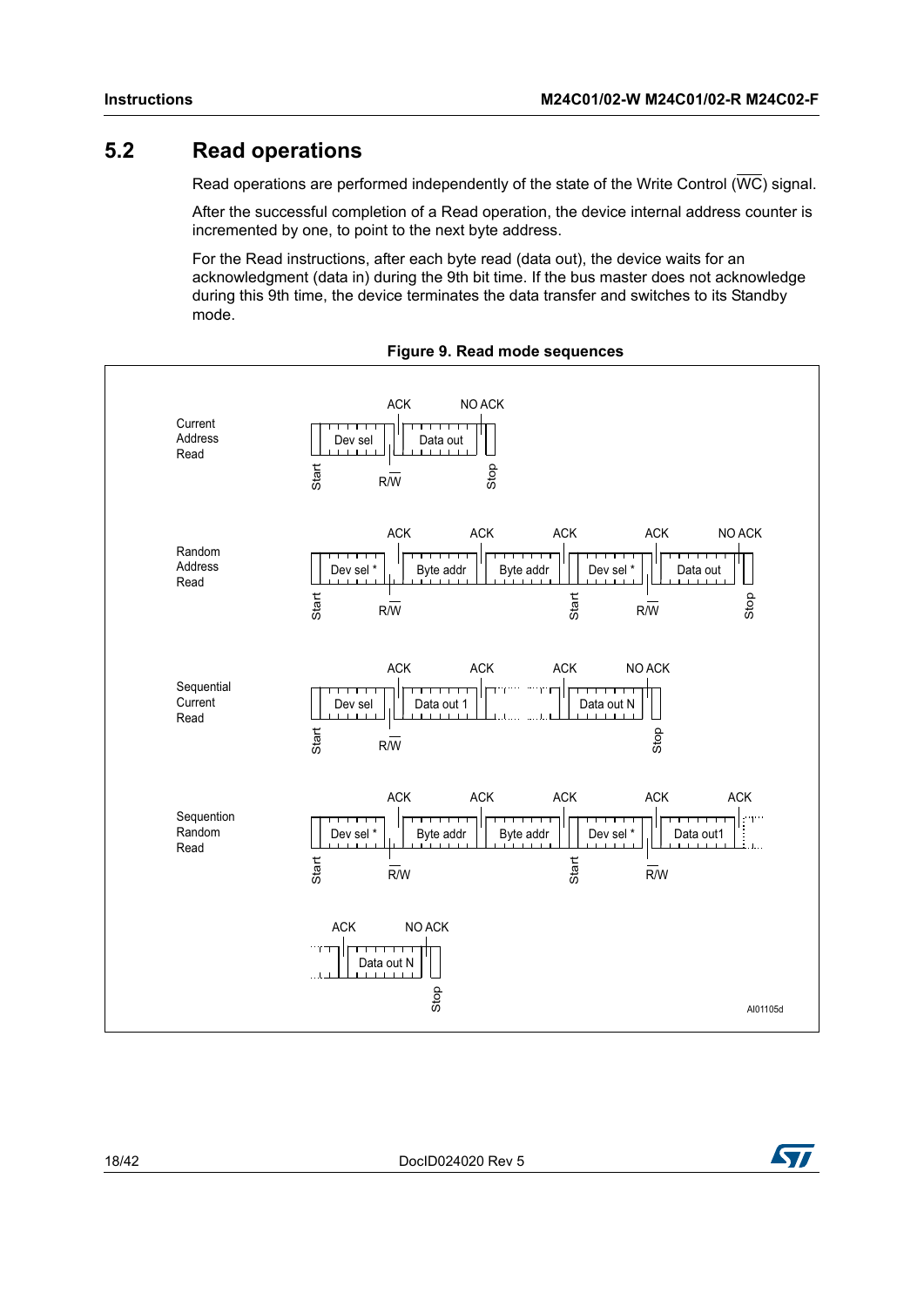## 5.2 Read operations

Read operations are performed independently of the state of the Write Control ($\overline{WC}$) signal.

After the successful completion of a Read operation, the device internal address counter is incremented by one, to point to the next byte address.

For the Read instructions, after each byte read (data out), the device waits for an acknowledgment (data in) during the 9th bit time. If the bus master does not acknowledge during this 9th time, the device terminates the data transfer and switches to its Standby mode.

**Figure 9. Read mode sequences**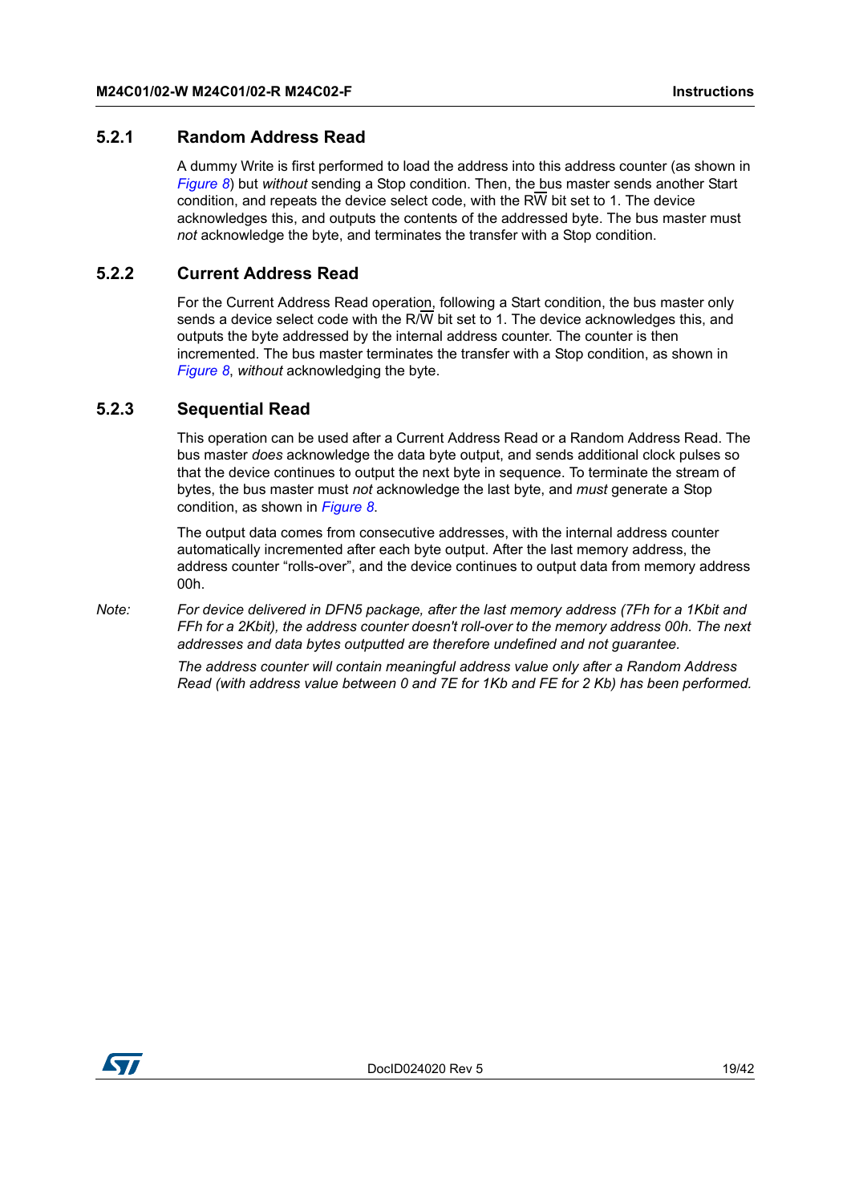### 5.2.1 Random Address Read

A dummy Write is first performed to load the address into this address counter (as shown in *Figure 8*) but *without* sending a Stop condition. Then, the bus master sends another Start condition, and repeats the device select code, with the R$\overline{W}$ bit set to 1. The device acknowledges this, and outputs the contents of the addressed byte. The bus master must *not* acknowledge the byte, and terminates the transfer with a Stop condition.

### 5.2.2 Current Address Read

For the Current Address Read operation, following a Start condition, the bus master only sends a device select code with the R/$\overline{W}$ bit set to 1. The device acknowledges this, and outputs the byte addressed by the internal address counter. The counter is then incremented. The bus master terminates the transfer with a Stop condition, as shown in *Figure 8*, *without* acknowledging the byte.

### 5.2.3 Sequential Read

This operation can be used after a Current Address Read or a Random Address Read. The bus master *does* acknowledge the data byte output, and sends additional clock pulses so that the device continues to output the next byte in sequence. To terminate the stream of bytes, the bus master must *not* acknowledge the last byte, and *must* generate a Stop condition, as shown in *Figure 8*.

The output data comes from consecutive addresses, with the internal address counter automatically incremented after each byte output. After the last memory address, the address counter “rolls-over”, and the device continues to output data from memory address 00h.

*Note: For device delivered in DFN5 package, after the last memory address (7Fh for a 1Kbit and FFh for a 2Kbit), the address counter doesn't roll-over to the memory address 00h. The next addresses and data bytes outputted are therefore undefined and not guarantee.*

*The address counter will contain meaningful address value only after a Random Address Read (with address value between 0 and 7E for 1Kb and FE for 2 Kb) has been performed.*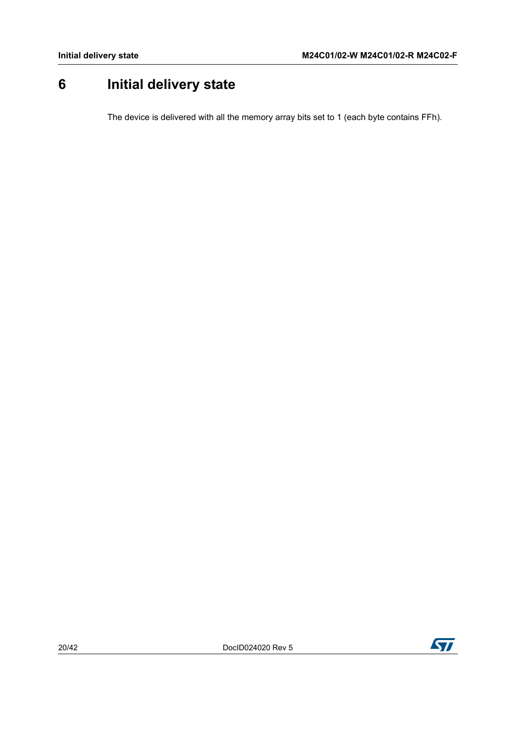# 6 Initial delivery state

The device is delivered with all the memory array bits set to 1 (each byte contains FFh).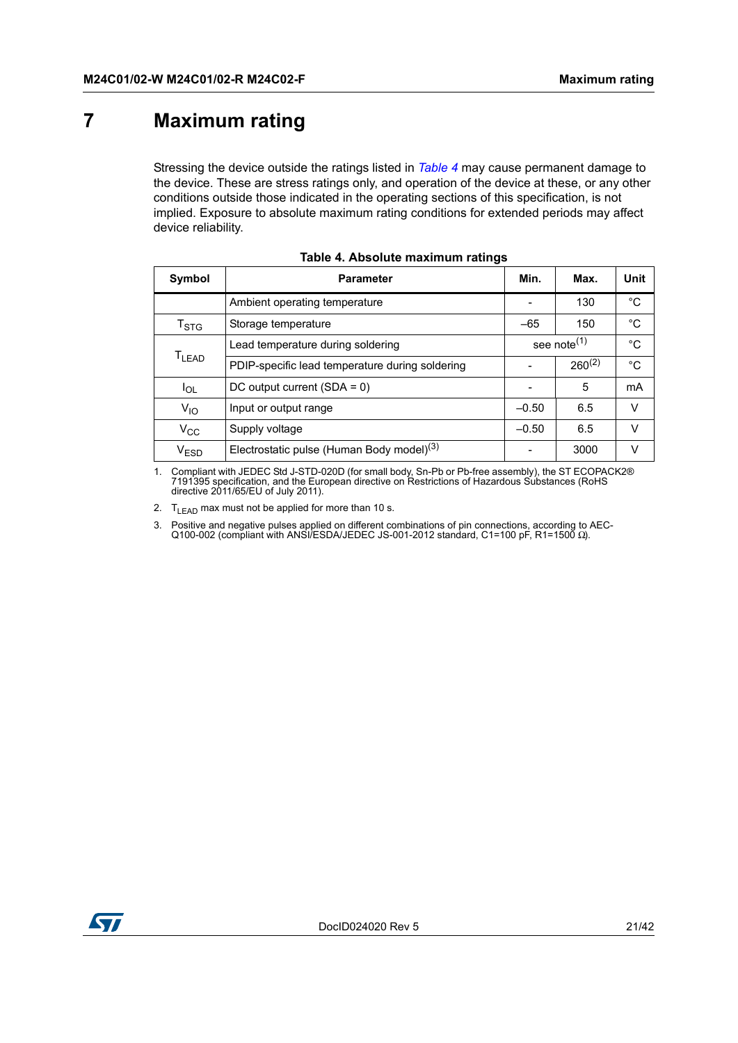# 7 Maximum rating

Stressing the device outside the ratings listed in *Table 4* may cause permanent damage to the device. These are stress ratings only, and operation of the device at these, or any other conditions outside those indicated in the operating sections of this specification, is not implied. Exposure to absolute maximum rating conditions for extended periods may affect device reliability.

**Table 4. Absolute maximum ratings**

| Symbol | Parameter | Min. | Max. | Unit |
|---|---|---|---|---|
| | Ambient operating temperature | - | 130 | °C |
| $T_{STG}$ | Storage temperature | –65 | 150 | °C |
| $T_{LEAD}$ | Lead temperature during soldering | see note[1] | | °C |
| | PDIP-specific lead temperature during soldering | - | 260[2] | °C |
| $I_{OL}$ | DC output current (SDA = 0) | - | 5 | mA |
| $V_{IO}$ | Input or output range | –0.50 | 6.5 | V |
| $V_{CC}$ | Supply voltage | –0.50 | 6.5 | V |
| $V_{ESD}$ | Electrostatic pulse (Human Body model)[3] | - | 3000 | V |

1. Compliant with JEDEC Std J-STD-020D (for small body, Sn-Pb or Pb-free assembly), the ST ECOPACK2® 7191395 specification, and the European directive on Restrictions of Hazardous Substances (RoHS directive 2011/65/EU of July 2011).
2. $T_{LEAD}$ max must not be applied for more than 10 s.
3. Positive and negative pulses applied on different combinations of pin connections, according to AEC-Q100-002 (compliant with ANSI/ESDA/JEDEC JS-001-2012 standard, C1=100 pF, R1=1500 Ω).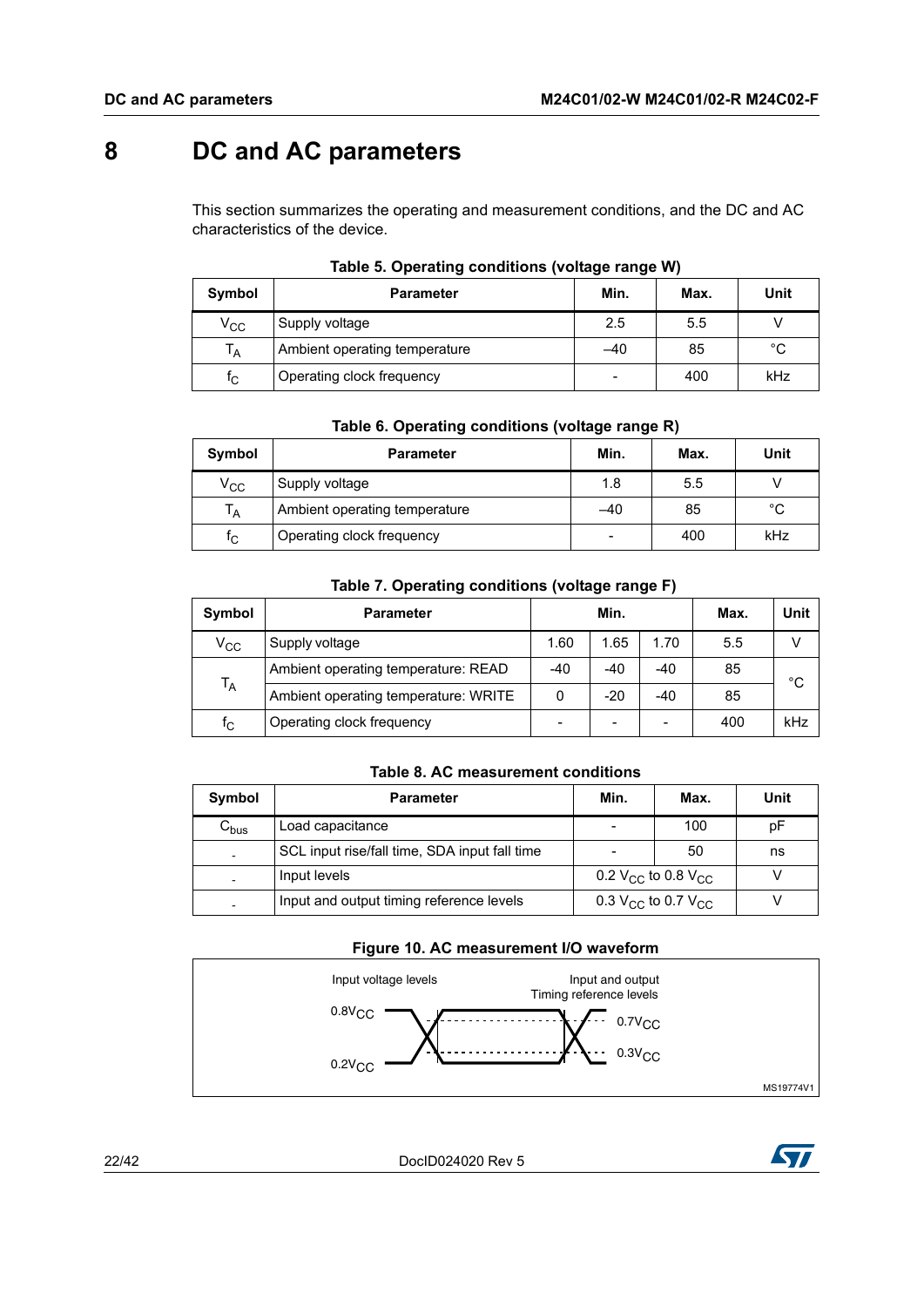# 8 DC and AC parameters

This section summarizes the operating and measurement conditions, and the DC and AC characteristics of the device.

**Table 5. Operating conditions (voltage range W)**

| Symbol | Parameter | Min. | Max. | Unit |
|---|---|---|---|---|
| $V_{CC}$ | Supply voltage | 2.5 | 5.5 | V |
| $T_A$ | Ambient operating temperature | –40 | 85 | °C |
| $f_C$ | Operating clock frequency | - | 400 | kHz |

**Table 6. Operating conditions (voltage range R)**

| Symbol | Parameter | Min. | Max. | Unit |
|---|---|---|---|---|
| $V_{CC}$ | Supply voltage | 1.8 | 5.5 | V |
| $T_A$ | Ambient operating temperature | –40 | 85 | °C |
| $f_C$ | Operating clock frequency | - | 400 | kHz |

**Table 7. Operating conditions (voltage range F)**

| Symbol | Parameter | Min. | | | Max. | Unit |
|---|---|---|---|---|---|---|
| $V_{CC}$ | Supply voltage | 1.60 | 1.65 | 1.70 | 5.5 | V |
| $T_A$ | Ambient operating temperature: READ | -40 | -40 | -40 | 85 | °C |
| | Ambient operating temperature: WRITE | 0 | -20 | -40 | 85 | |
| $f_C$ | Operating clock frequency | - | - | - | 400 | kHz |

**Table 8. AC measurement conditions**

| Symbol | Parameter | Min. | Max. | Unit |
|---|---|---|---|---|
| $C_{bus}$ | Load capacitance | - | 100 | pF |
| - | SCL input rise/fall time, SDA input fall time | - | 50 | ns |
| - | Input levels | 0.2 $V_{CC}$ to 0.8 $V_{CC}$ | | V |
| - | Input and output timing reference levels | 0.3 $V_{CC}$ to 0.7 $V_{CC}$ | | V |

**Figure 10. AC measurement I/O waveform**

Input voltage levels: $0.8V_{CC}$, $0.2V_{CC}$

Input and output Timing reference levels: $0.7V_{CC}$, $0.3V_{CC}$

MS19774V1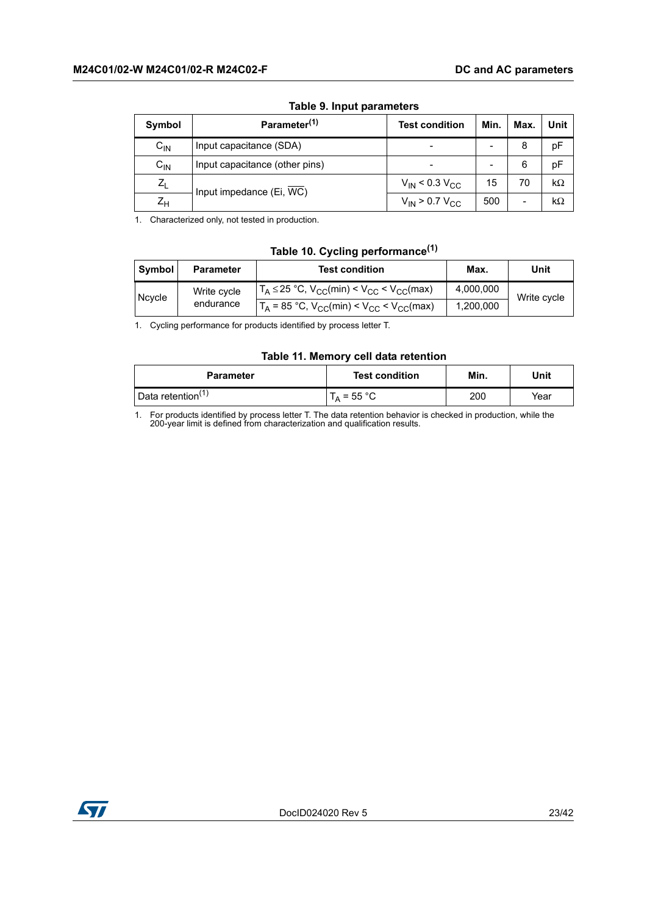**Table 9. Input parameters**

| Symbol | Parameter[1] | Test condition | Min. | Max. | Unit |
|---|---|---|---|---|---|
| $C_{IN}$ | Input capacitance (SDA) | - | - | 8 | pF |
| $C_{IN}$ | Input capacitance (other pins) | - | - | 6 | pF |
| $Z_L$ | Input impedance (Ei, $\overline{WC}$) | $V_{IN} < 0.3\ V_{CC}$ | 15 | 70 | kΩ |
| $Z_H$ | | $V_{IN} > 0.7\ V_{CC}$ | 500 | - | kΩ |

1. Characterized only, not tested in production.

**Table 10. Cycling performance[1]**

| Symbol | Parameter | Test condition | Max. | Unit |
|---|---|---|---|---|
| Ncycle | Write cycle endurance | $T_A \leq 25$ °C, $V_{CC}(min) < V_{CC} < V_{CC}(max)$ | 4,000,000 | Write cycle |
| | | $T_A = 85$ °C, $V_{CC}(min) < V_{CC} < V_{CC}(max)$ | 1,200,000 | |

1. Cycling performance for products identified by process letter T.

**Table 11. Memory cell data retention**

| Parameter | Test condition | Min. | Unit |
|---|---|---|---|
| Data retention[1] | $T_A = 55$ °C | 200 | Year |

1. For products identified by process letter T. The data retention behavior is checked in production, while the 200-year limit is defined from characterization and qualification results.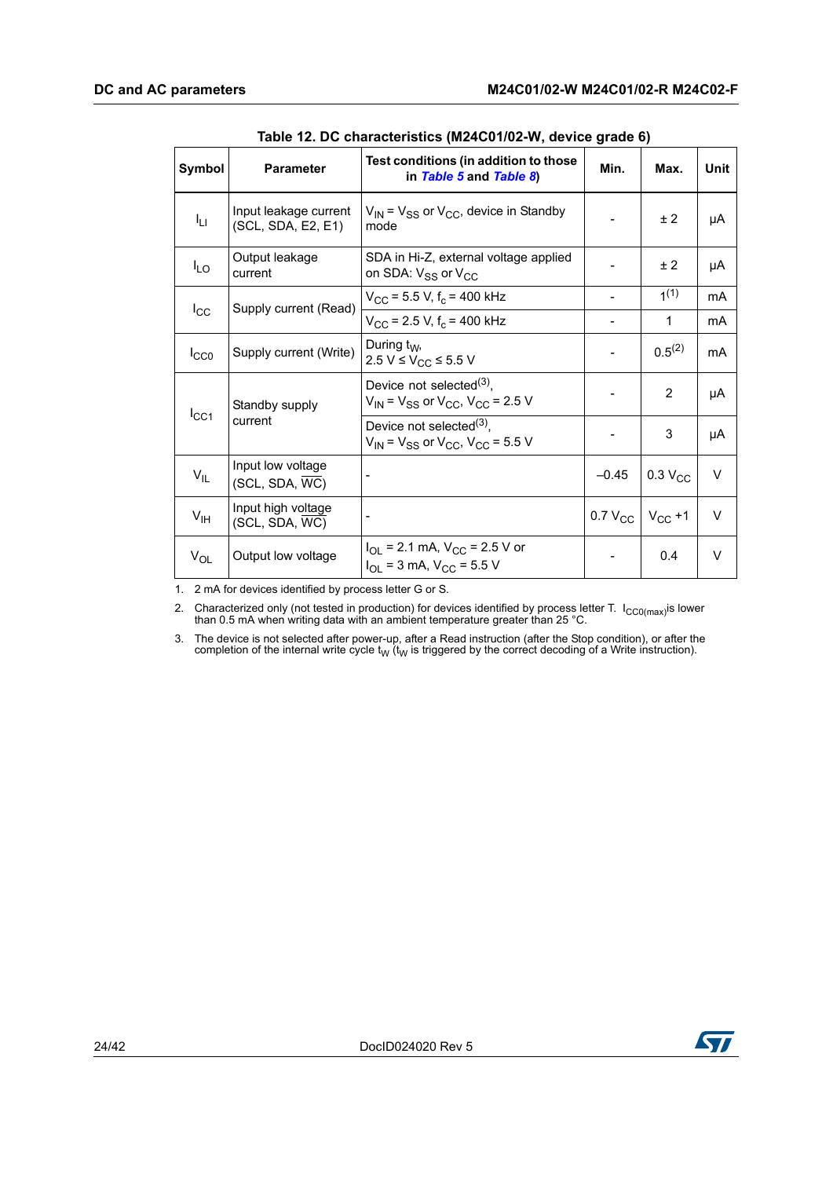**Table 12. DC characteristics (M24C01/02-W, device grade 6)**

| Symbol | Parameter | Test conditions (in addition to those in *Table 5* and *Table 8*) | Min. | Max. | Unit |
|---|---|---|---|---|---|
| $I_{LI}$ | Input leakage current (SCL, SDA, E2, E1) | $V_{IN} = V_{SS}$ or $V_{CC}$, device in Standby mode | - | ± 2 | µA |
| $I_{LO}$ | Output leakage current | SDA in Hi-Z, external voltage applied on SDA: $V_{SS}$ or $V_{CC}$ | - | ± 2 | µA |
| $I_{CC}$ | Supply current (Read) | $V_{CC} = 5.5$ V, $f_c = 400$ kHz | - | 1[1] | mA |
| | | $V_{CC} = 2.5$ V, $f_c = 400$ kHz | - | 1 | mA |
| $I_{CC0}$ | Supply current (Write) | During $t_W$, $2.5\text{ V} \le V_{CC} \le 5.5\text{ V}$ | - | 0.5[2] | mA |
| $I_{CC1}$ | Standby supply current | Device not selected[3], $V_{IN} = V_{SS}$ or $V_{CC}$, $V_{CC} = 2.5$ V | - | 2 | µA |
| | | Device not selected[3], $V_{IN} = V_{SS}$ or $V_{CC}$, $V_{CC} = 5.5$ V | - | 3 | µA |
| $V_{IL}$ | Input low voltage (SCL, SDA, $\overline{WC}$) | - | –0.45 | 0.3 $V_{CC}$ | V |
| $V_{IH}$ | Input high voltage (SCL, SDA, $\overline{WC}$) | - | 0.7 $V_{CC}$ | $V_{CC}$ +1 | V |
| $V_{OL}$ | Output low voltage | $I_{OL} = 2.1$ mA, $V_{CC} = 2.5$ V or $I_{OL} = 3$ mA, $V_{CC} = 5.5$ V | - | 0.4 | V |

1. 2 mA for devices identified by process letter G or S.
2. Characterized only (not tested in production) for devices identified by process letter T. $I_{CC0(max)}$ is lower than 0.5 mA when writing data with an ambient temperature greater than 25 °C.
3. The device is not selected after power-up, after a Read instruction (after the Stop condition), or after the completion of the internal write cycle $t_W$ ($t_W$ is triggered by the correct decoding of a Write instruction).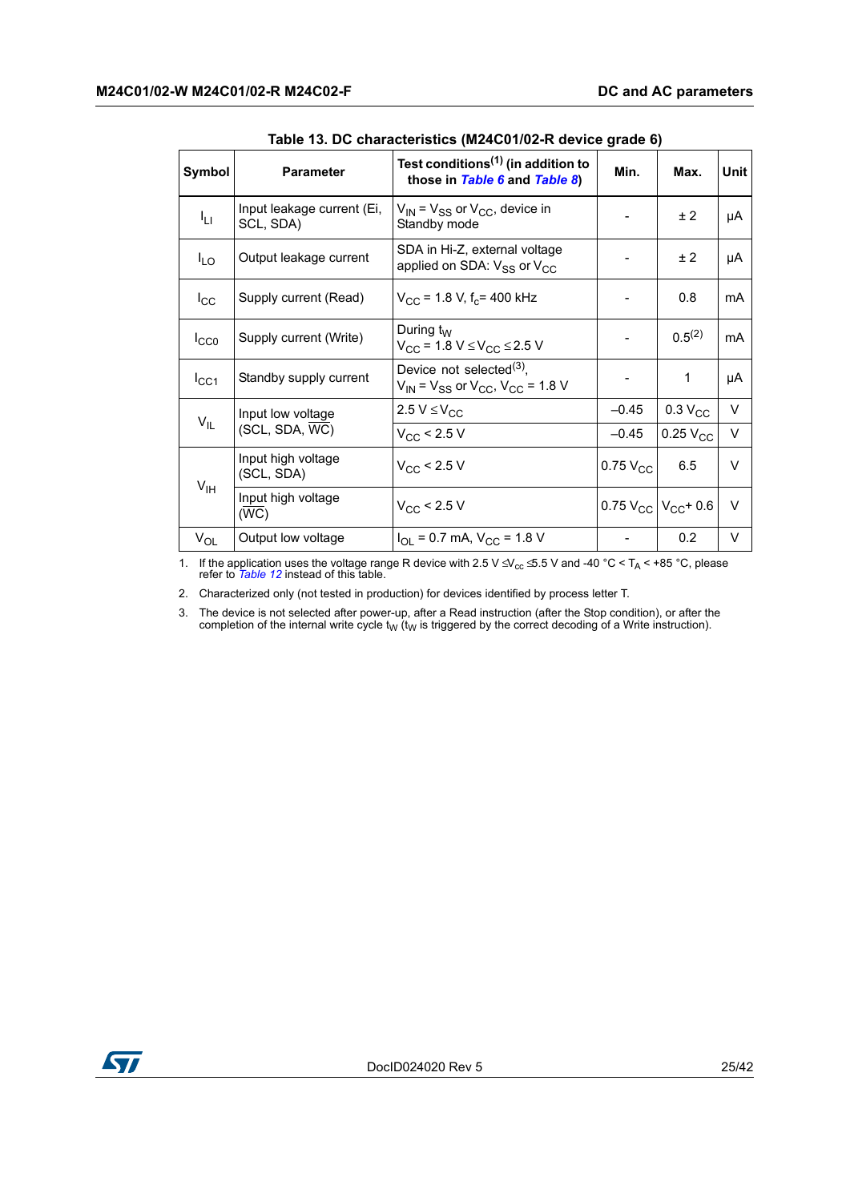**Table 13. DC characteristics (M24C01/02-R device grade 6)**

| Symbol | Parameter | Test conditions[1] (in addition to those in *Table 6* and *Table 8*) | Min. | Max. | Unit |
|---|---|---|---|---|---|
| $I_{LI}$ | Input leakage current (Ei, SCL, SDA) | $V_{IN} = V_{SS}$ or $V_{CC}$, device in Standby mode | - | ± 2 | µA |
| $I_{LO}$ | Output leakage current | SDA in Hi-Z, external voltage applied on SDA: $V_{SS}$ or $V_{CC}$ | - | ± 2 | µA |
| $I_{CC}$ | Supply current (Read) | $V_{CC}$ = 1.8 V, $f_c$= 400 kHz | - | 0.8 | mA |
| $I_{CC0}$ | Supply current (Write) | During $t_W$ $V_{CC} = 1.8\text{ V} \leq V_{CC} \leq 2.5\text{ V}$ | - | 0.5[2] | mA |
| $I_{CC1}$ | Standby supply current | Device not selected[3], $V_{IN} = V_{SS}$ or $V_{CC}$, $V_{CC}$ = 1.8 V | - | 1 | µA |
| $V_{IL}$ | Input low voltage (SCL, SDA, $\overline{WC}$) | $2.5\text{ V} \leq V_{CC}$ | –0.45 | 0.3 $V_{CC}$ | V |
| | | $V_{CC}$ < 2.5 V | –0.45 | 0.25 $V_{CC}$ | V |
| $V_{IH}$ | Input high voltage (SCL, SDA) | $V_{CC}$ < 2.5 V | 0.75 $V_{CC}$ | 6.5 | V |
| | Input high voltage ($\overline{WC}$) | $V_{CC}$ < 2.5 V | 0.75 $V_{CC}$ | $V_{CC}$+ 0.6 | V |
| $V_{OL}$ | Output low voltage | $I_{OL}$ = 0.7 mA, $V_{CC}$ = 1.8 V | - | 0.2 | V |

1. If the application uses the voltage range R device with $2.5\text{ V} \leq V_{cc} \leq 5.5\text{ V}$ and -40 °C < $T_A$ < +85 °C, please refer to *Table 12* instead of this table.
2. Characterized only (not tested in production) for devices identified by process letter T.
3. The device is not selected after power-up, after a Read instruction (after the Stop condition), or after the completion of the internal write cycle $t_W$ ($t_W$ is triggered by the correct decoding of a Write instruction).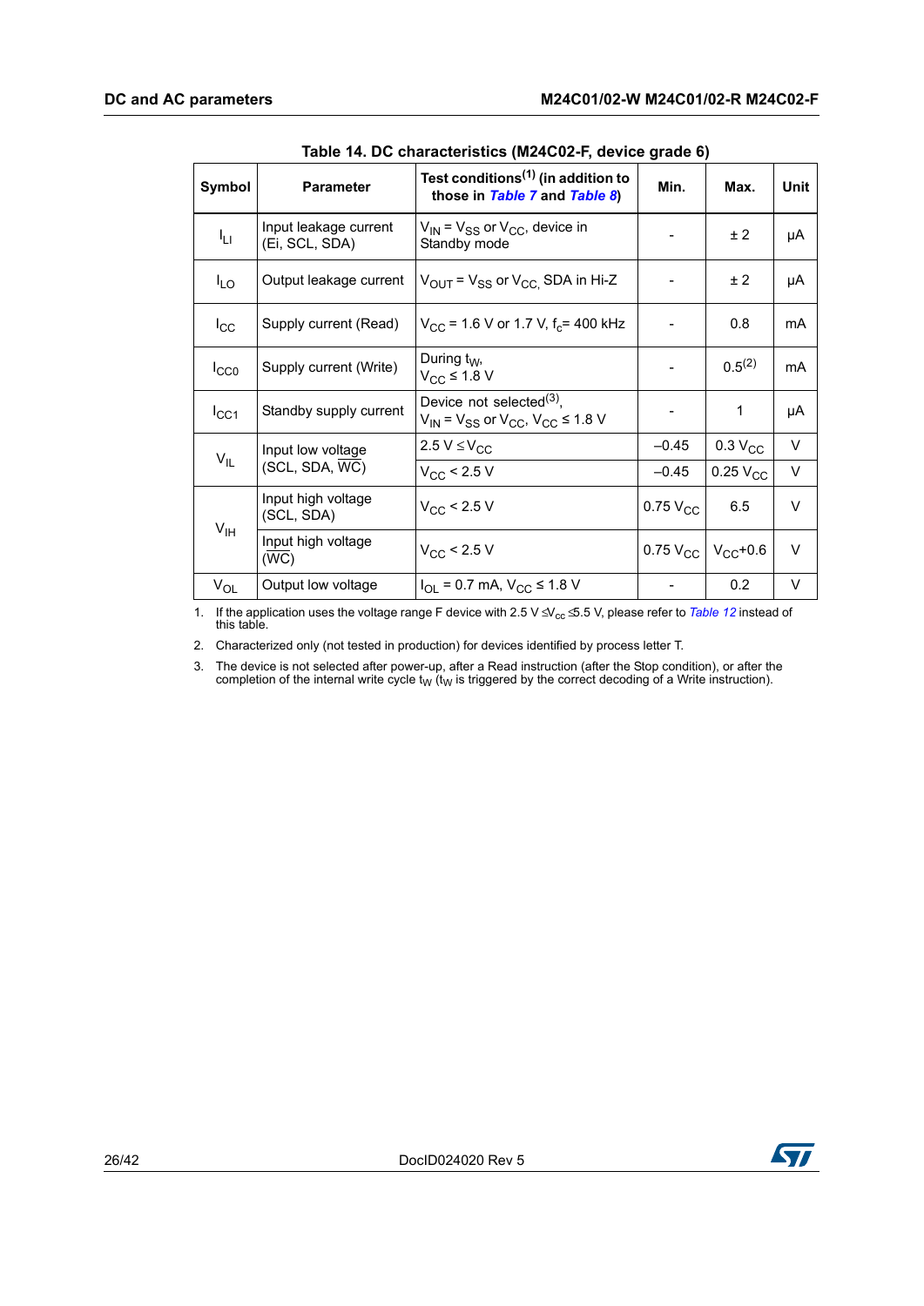Table 14. DC characteristics (M24C02-F, device grade 6)

| Symbol | Parameter | Test conditions(1) (in addition to those in *Table 7* and *Table 8*) | Min. | Max. | Unit |
|---|---|---|---|---|---|
| $I_{LI}$ | Input leakage current (Ei, SCL, SDA) | $V_{IN} = V_{SS}$ or $V_{CC}$, device in Standby mode | - | ± 2 | µA |
| $I_{LO}$ | Output leakage current | $V_{OUT} = V_{SS}$ or $V_{CC}$, SDA in Hi-Z | - | ± 2 | µA |
| $I_{CC}$ | Supply current (Read) | $V_{CC}$ = 1.6 V or 1.7 V, $f_c$= 400 kHz | - | 0.8 | mA |
| $I_{CC0}$ | Supply current (Write) | During $t_W$, $V_{CC} \leq 1.8$ V | - | 0.5(2) | mA |
| $I_{CC1}$ | Standby supply current | Device not selected(3), $V_{IN} = V_{SS}$ or $V_{CC}$, $V_{CC} \leq 1.8$ V | - | 1 | µA |
| $V_{IL}$ | Input low voltage (SCL, SDA, $\overline{WC}$) | 2.5 V ≤ $V_{CC}$ | –0.45 | 0.3 $V_{CC}$ | V |
| | | $V_{CC}$ < 2.5 V | –0.45 | 0.25 $V_{CC}$ | V |
| $V_{IH}$ | Input high voltage (SCL, SDA) | $V_{CC}$ < 2.5 V | 0.75 $V_{CC}$ | 6.5 | V |
| | Input high voltage ($\overline{WC}$) | $V_{CC}$ < 2.5 V | 0.75 $V_{CC}$ | $V_{CC}$+0.6 | V |
| $V_{OL}$ | Output low voltage | $I_{OL}$ = 0.7 mA, $V_{CC} \leq 1.8$ V | - | 0.2 | V |

1. If the application uses the voltage range F device with 2.5 V ≤ $V_{cc}$ ≤ 5.5 V, please refer to *Table 12* instead of this table.
2. Characterized only (not tested in production) for devices identified by process letter T.
3. The device is not selected after power-up, after a Read instruction (after the Stop condition), or after the completion of the internal write cycle $t_W$ ($t_W$ is triggered by the correct decoding of a Write instruction).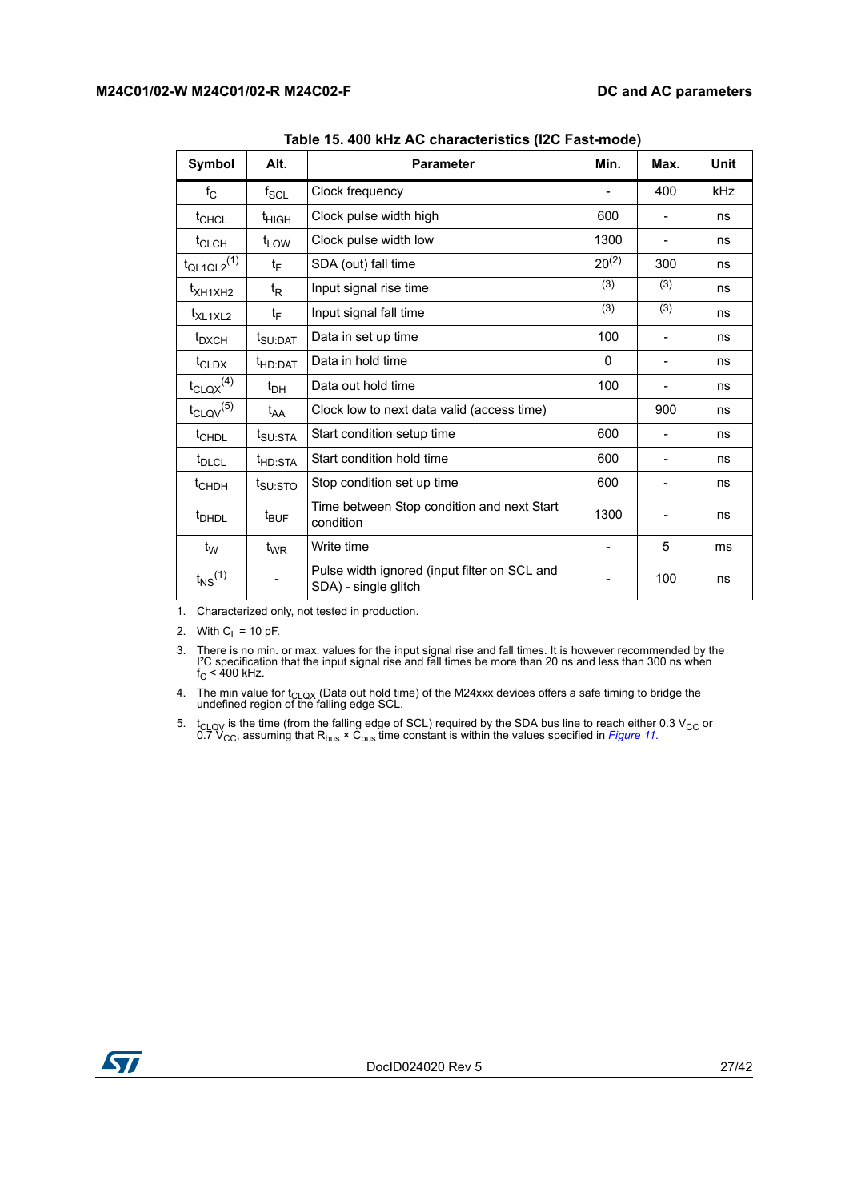Table 15. 400 kHz AC characteristics (I2C Fast-mode)

| Symbol | Alt. | Parameter | Min. | Max. | Unit |
|---|---|---|---|---|---|
| $f_C$ | $f_{SCL}$ | Clock frequency | - | 400 | kHz |
| $t_{CHCL}$ | $t_{HIGH}$ | Clock pulse width high | 600 | - | ns |
| $t_{CLCH}$ | $t_{LOW}$ | Clock pulse width low | 1300 | - | ns |
| $t_{QL1QL2}$ (1) | $t_F$ | SDA (out) fall time | 20 (2) | 300 | ns |
| $t_{XH1XH2}$ | $t_R$ | Input signal rise time | (3) | (3) | ns |
| $t_{XL1XL2}$ | $t_F$ | Input signal fall time | (3) | (3) | ns |
| $t_{DXCH}$ | $t_{SU:DAT}$ | Data in set up time | 100 | - | ns |
| $t_{CLDX}$ | $t_{HD:DAT}$ | Data in hold time | 0 | - | ns |
| $t_{CLQX}$ (4) | $t_{DH}$ | Data out hold time | 100 | - | ns |
| $t_{CLQV}$ (5) | $t_{AA}$ | Clock low to next data valid (access time) | | 900 | ns |
| $t_{CHDL}$ | $t_{SU:STA}$ | Start condition setup time | 600 | - | ns |
| $t_{DLCL}$ | $t_{HD:STA}$ | Start condition hold time | 600 | - | ns |
| $t_{CHDH}$ | $t_{SU:STO}$ | Stop condition set up time | 600 | - | ns |
| $t_{DHDL}$ | $t_{BUF}$ | Time between Stop condition and next Start condition | 1300 | - | ns |
| $t_W$ | $t_{WR}$ | Write time | - | 5 | ms |
| $t_{NS}$ (1) | - | Pulse width ignored (input filter on SCL and SDA) - single glitch | - | 100 | ns |

1. Characterized only, not tested in production.
2. With $C_L$ = 10 pF.
3. There is no min. or max. values for the input signal rise and fall times. It is however recommended by the I²C specification that the input signal rise and fall times be more than 20 ns and less than 300 ns when $f_C$ < 400 kHz.
4. The min value for $t_{CLQX}$ (Data out hold time) of the M24xxx devices offers a safe timing to bridge the undefined region of the falling edge SCL.
5. $t_{CLQV}$ is the time (from the falling edge of SCL) required by the SDA bus line to reach either 0.3 $V_{CC}$ or 0.7 $V_{CC}$, assuming that $R_{bus} \times C_{bus}$ time constant is within the values specified in *Figure 11*.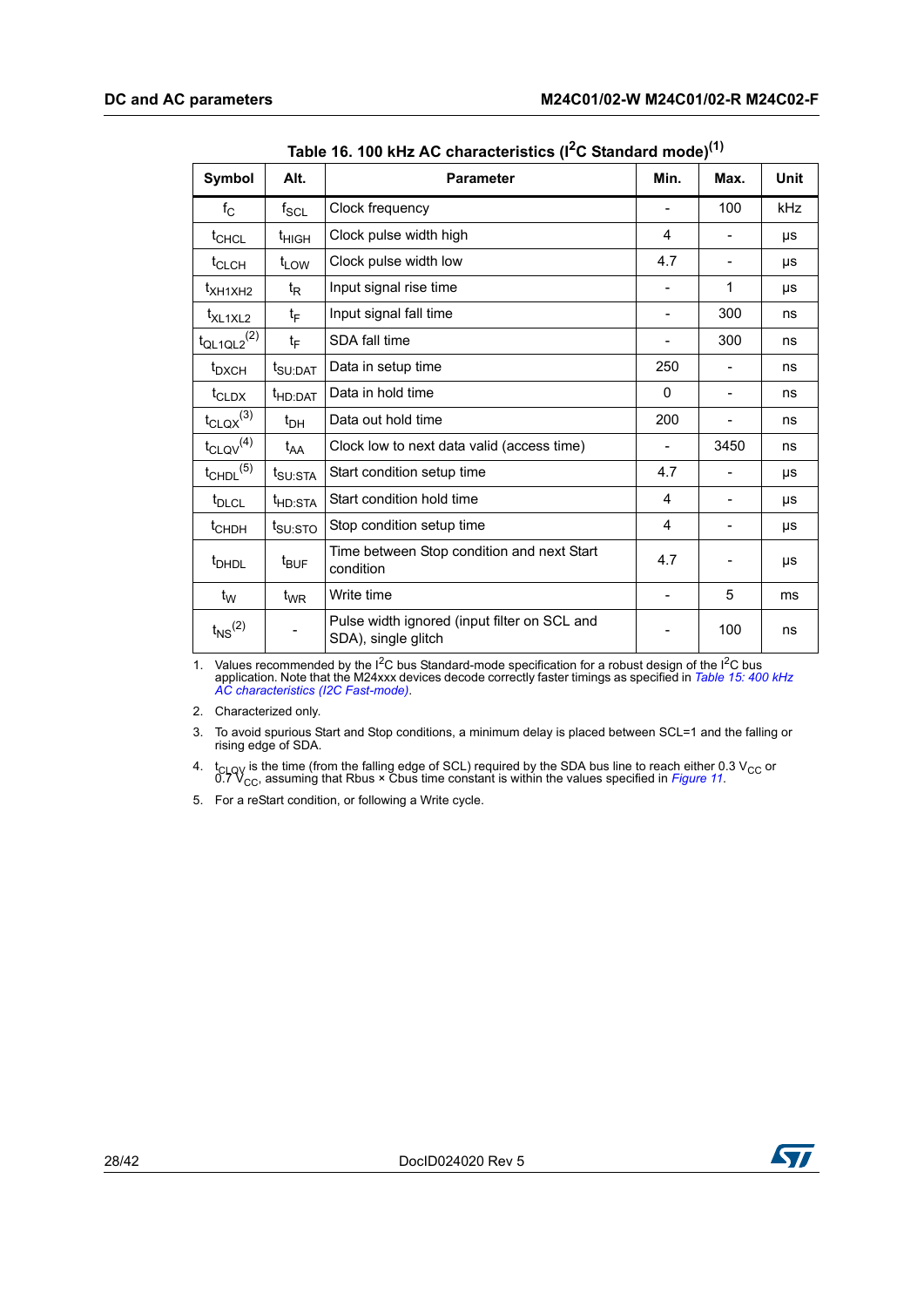**Table 16. 100 kHz AC characteristics ($I^2C$ Standard mode)[1]**

| Symbol | Alt. | Parameter | Min. | Max. | Unit |
|---|---|---|---|---|---|
| $f_C$ | $f_{SCL}$ | Clock frequency | - | 100 | kHz |
| $t_{CHCL}$ | $t_{HIGH}$ | Clock pulse width high | 4 | - | µs |
| $t_{CLCH}$ | $t_{LOW}$ | Clock pulse width low | 4.7 | - | µs |
| $t_{XH1XH2}$ | $t_R$ | Input signal rise time | - | 1 | µs |
| $t_{XL1XL2}$ | $t_F$ | Input signal fall time | - | 300 | ns |
| $t_{QL1QL2}$[2] | $t_F$ | SDA fall time | - | 300 | ns |
| $t_{DXCH}$ | $t_{SU:DAT}$ | Data in setup time | 250 | - | ns |
| $t_{CLDX}$ | $t_{HD:DAT}$ | Data in hold time | 0 | - | ns |
| $t_{CLQX}$[3] | $t_{DH}$ | Data out hold time | 200 | - | ns |
| $t_{CLQV}$[4] | $t_{AA}$ | Clock low to next data valid (access time) | - | 3450 | ns |
| $t_{CHDL}$[5] | $t_{SU:STA}$ | Start condition setup time | 4.7 | - | µs |
| $t_{DLCL}$ | $t_{HD:STA}$ | Start condition hold time | 4 | - | µs |
| $t_{CHDH}$ | $t_{SU:STO}$ | Stop condition setup time | 4 | - | µs |
| $t_{DHDL}$ | $t_{BUF}$ | Time between Stop condition and next Start condition | 4.7 | - | µs |
| $t_W$ | $t_{WR}$ | Write time | - | 5 | ms |
| $t_{NS}$[2] | - | Pulse width ignored (input filter on SCL and SDA), single glitch | - | 100 | ns |

1. Values recommended by the $I^2C$ bus Standard-mode specification for a robust design of the $I^2C$ bus application. Note that the M24xxx devices decode correctly faster timings as specified in *Table 15: 400 kHz AC characteristics (I2C Fast-mode)*.
2. Characterized only.
3. To avoid spurious Start and Stop conditions, a minimum delay is placed between SCL=1 and the falling or rising edge of SDA.
4. $t_{CLQV}$ is the time (from the falling edge of SCL) required by the SDA bus line to reach either 0.3 $V_{CC}$ or 0.7 $V_{CC}$, assuming that Rbus × Cbus time constant is within the values specified in *Figure 11*.
5. For a reStart condition, or following a Write cycle.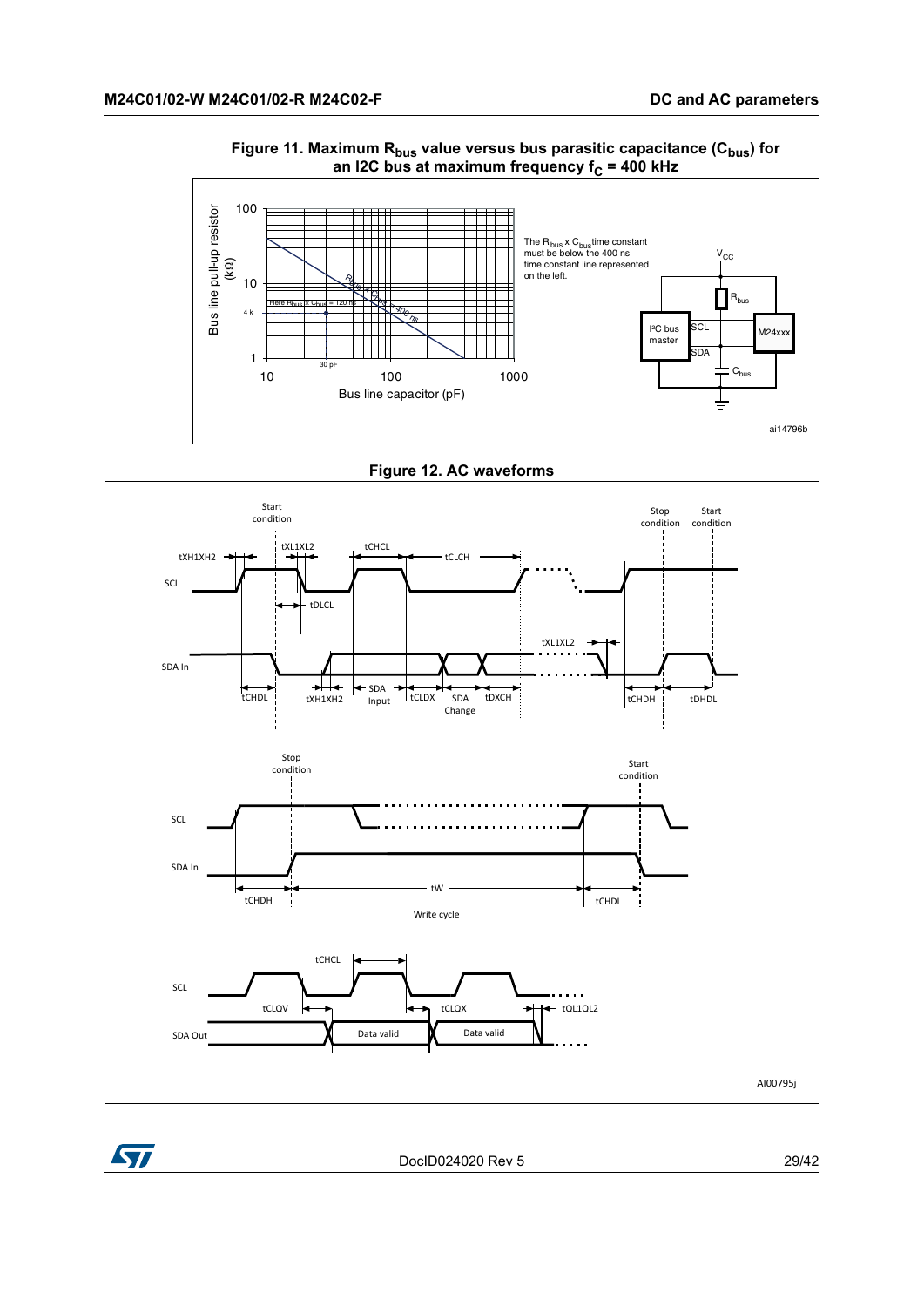**Figure 11. Maximum $R_{bus}$ value versus bus parasitic capacitance ($C_{bus}$) for an I2C bus at maximum frequency $f_C$ = 400 kHz**

**Figure 12. AC waveforms**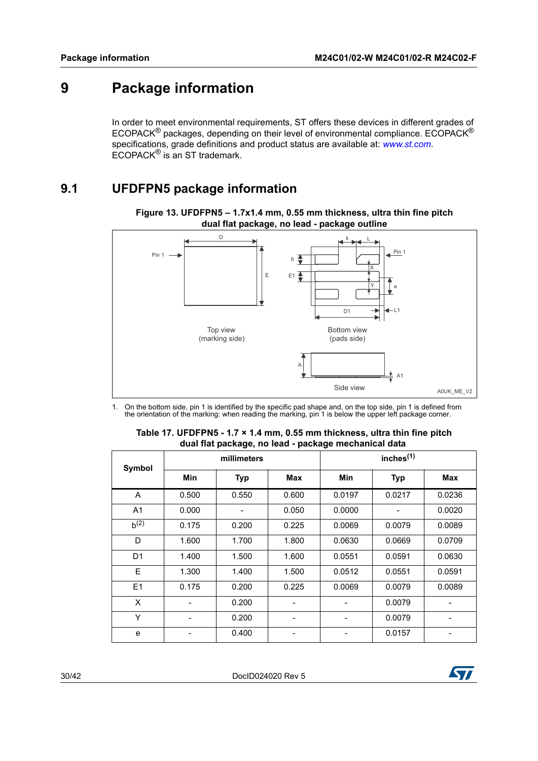# 9 Package information

In order to meet environmental requirements, ST offers these devices in different grades of ECOPACK® packages, depending on their level of environmental compliance. ECOPACK® specifications, grade definitions and product status are available at: *www.st.com*. ECOPACK® is an ST trademark.

## 9.1 UFDFPN5 package information

**Figure 13. UFDFPN5 – 1.7x1.4 mm, 0.55 mm thickness, ultra thin fine pitch dual flat package, no lead - package outline**

1. On the bottom side, pin 1 is identified by the specific pad shape and, on the top side, pin 1 is defined from the orientation of the marking: when reading the marking, pin 1 is below the upper left package corner.

**Table 17. UFDFPN5 - 1.7 × 1.4 mm, 0.55 mm thickness, ultra thin fine pitch dual flat package, no lead - package mechanical data**

| Symbol | millimeters | | | inches[1] | | |
|---|---|---|---|---|---|---|
| | Min | Typ | Max | Min | Typ | Max |
| A | 0.500 | 0.550 | 0.600 | 0.0197 | 0.0217 | 0.0236 |
| A1 | 0.000 | - | 0.050 | 0.0000 | - | 0.0020 |
| b[2] | 0.175 | 0.200 | 0.225 | 0.0069 | 0.0079 | 0.0089 |
| D | 1.600 | 1.700 | 1.800 | 0.0630 | 0.0669 | 0.0709 |
| D1 | 1.400 | 1.500 | 1.600 | 0.0551 | 0.0591 | 0.0630 |
| E | 1.300 | 1.400 | 1.500 | 0.0512 | 0.0551 | 0.0591 |
| E1 | 0.175 | 0.200 | 0.225 | 0.0069 | 0.0079 | 0.0089 |
| X | - | 0.200 | - | - | 0.0079 | - |
| Y | - | 0.200 | - | - | 0.0079 | - |
| e | - | 0.400 | - | - | 0.0157 | - |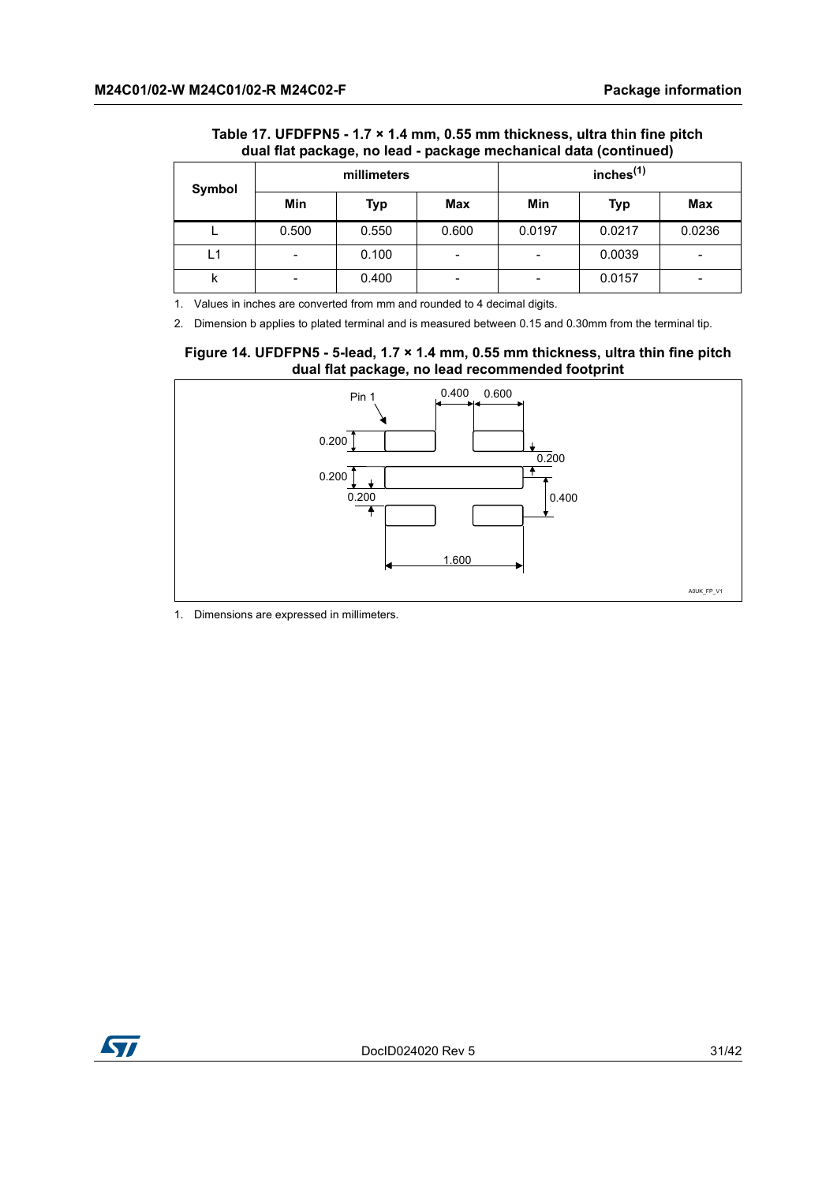**Table 17. UFDFPN5 - 1.7 × 1.4 mm, 0.55 mm thickness, ultra thin fine pitch dual flat package, no lead - package mechanical data (continued)**

| Symbol | millimeters | | | inches[(1)] | | |
|---|---|---|---|---|---|---|
| | Min | Typ | Max | Min | Typ | Max |
| L | 0.500 | 0.550 | 0.600 | 0.0197 | 0.0217 | 0.0236 |
| L1 | - | 0.100 | - | - | 0.0039 | - |
| k | - | 0.400 | - | - | 0.0157 | - |

1. Values in inches are converted from mm and rounded to 4 decimal digits.
2. Dimension b applies to plated terminal and is measured between 0.15 and 0.30mm from the terminal tip.

**Figure 14. UFDFPN5 - 5-lead, 1.7 × 1.4 mm, 0.55 mm thickness, ultra thin fine pitch dual flat package, no lead recommended footprint**

Pin 1

0.400 0.600

0.200

0.200

0.200

0.200

0.400

1.600

A0UK_FP_V1

1. Dimensions are expressed in millimeters.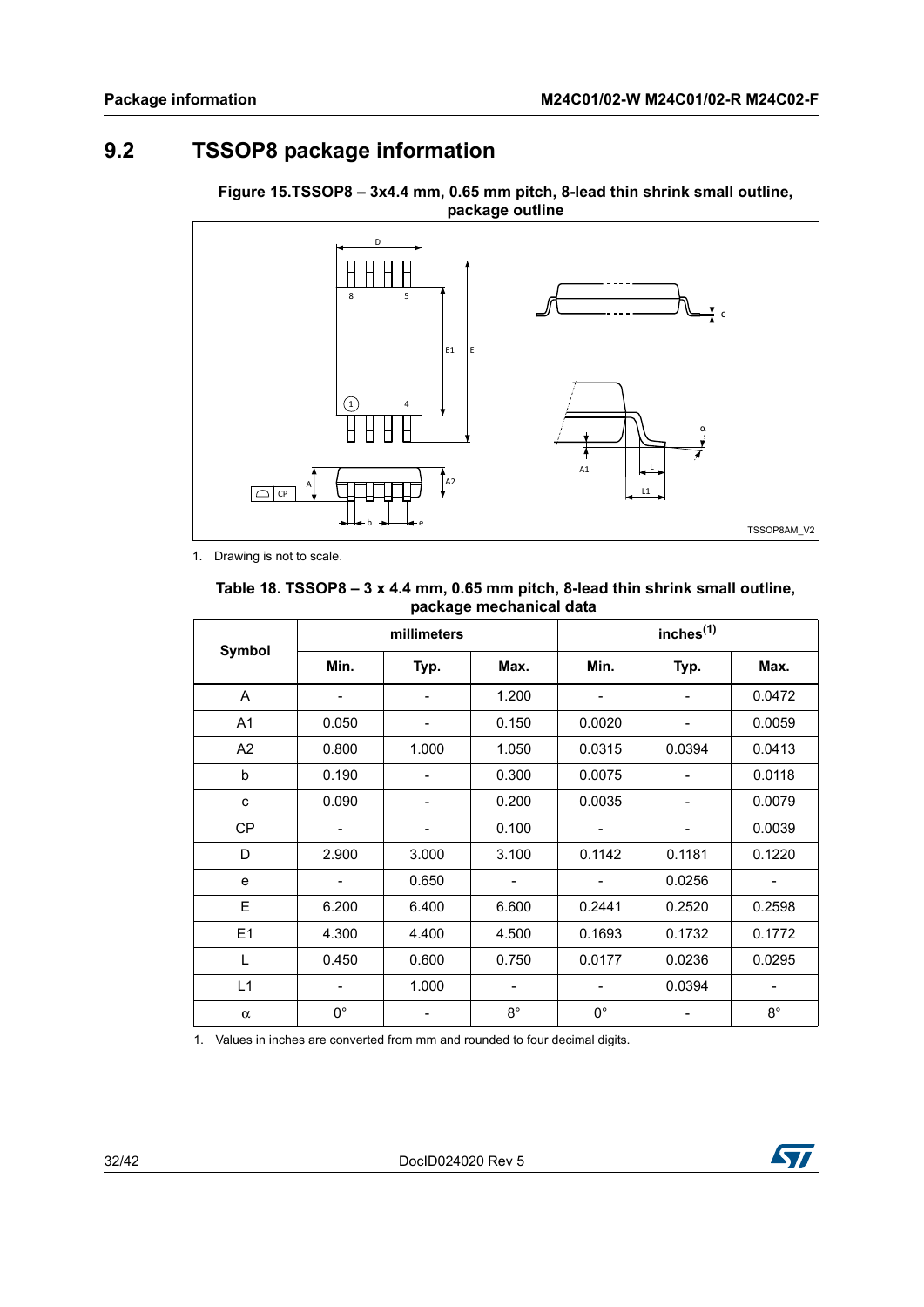## 9.2 TSSOP8 package information

**Figure 15.TSSOP8 – 3x4.4 mm, 0.65 mm pitch, 8-lead thin shrink small outline, package outline**

1. Drawing is not to scale.

**Table 18. TSSOP8 – 3 x 4.4 mm, 0.65 mm pitch, 8-lead thin shrink small outline, package mechanical data**

| Symbol | millimeters | | | inches[1] | | |
|---|---|---|---|---|---|---|
| | Min. | Typ. | Max. | Min. | Typ. | Max. |
| A | - | - | 1.200 | - | - | 0.0472 |
| A1 | 0.050 | - | 0.150 | 0.0020 | - | 0.0059 |
| A2 | 0.800 | 1.000 | 1.050 | 0.0315 | 0.0394 | 0.0413 |
| b | 0.190 | - | 0.300 | 0.0075 | - | 0.0118 |
| c | 0.090 | - | 0.200 | 0.0035 | - | 0.0079 |
| CP | - | - | 0.100 | - | - | 0.0039 |
| D | 2.900 | 3.000 | 3.100 | 0.1142 | 0.1181 | 0.1220 |
| e | - | 0.650 | - | - | 0.0256 | - |
| E | 6.200 | 6.400 | 6.600 | 0.2441 | 0.2520 | 0.2598 |
| E1 | 4.300 | 4.400 | 4.500 | 0.1693 | 0.1732 | 0.1772 |
| L | 0.450 | 0.600 | 0.750 | 0.0177 | 0.0236 | 0.0295 |
| L1 | - | 1.000 | - | - | 0.0394 | - |
| $\alpha$ | 0° | - | 8° | 0° | - | 8° |

1. Values in inches are converted from mm and rounded to four decimal digits.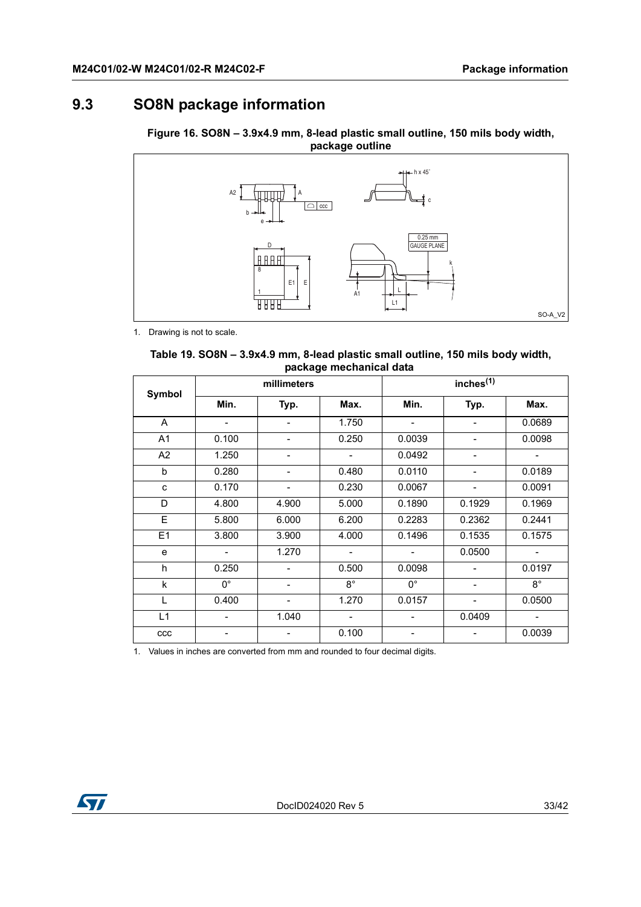## 9.3 SO8N package information

**Figure 16. SO8N – 3.9x4.9 mm, 8-lead plastic small outline, 150 mils body width, package outline**

1. Drawing is not to scale.

**Table 19. SO8N – 3.9x4.9 mm, 8-lead plastic small outline, 150 mils body width, package mechanical data**

| Symbol | millimeters | | | inches(1) | | |
|---|---|---|---|---|---|---|
| | Min. | Typ. | Max. | Min. | Typ. | Max. |
| A | - | - | 1.750 | - | - | 0.0689 |
| A1 | 0.100 | - | 0.250 | 0.0039 | - | 0.0098 |
| A2 | 1.250 | - | - | 0.0492 | - | - |
| b | 0.280 | - | 0.480 | 0.0110 | - | 0.0189 |
| c | 0.170 | - | 0.230 | 0.0067 | - | 0.0091 |
| D | 4.800 | 4.900 | 5.000 | 0.1890 | 0.1929 | 0.1969 |
| E | 5.800 | 6.000 | 6.200 | 0.2283 | 0.2362 | 0.2441 |
| E1 | 3.800 | 3.900 | 4.000 | 0.1496 | 0.1535 | 0.1575 |
| e | - | 1.270 | - | - | 0.0500 | - |
| h | 0.250 | - | 0.500 | 0.0098 | - | 0.0197 |
| k | 0° | - | 8° | 0° | - | 8° |
| L | 0.400 | - | 1.270 | 0.0157 | - | 0.0500 |
| L1 | - | 1.040 | - | - | 0.0409 | - |
| ccc | - | - | 0.100 | - | - | 0.0039 |

1. Values in inches are converted from mm and rounded to four decimal digits.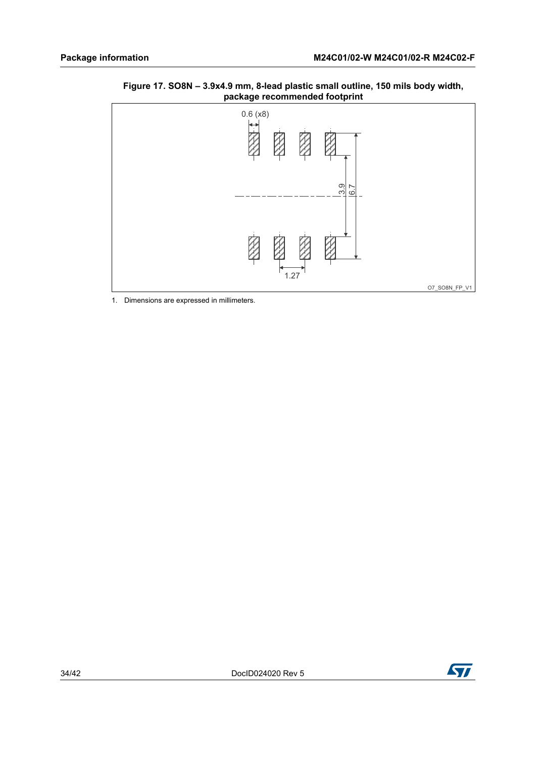**Figure 17. SO8N – 3.9x4.9 mm, 8-lead plastic small outline, 150 mils body width, package recommended footprint**

0.6 (x8)

3.9

6.7

1.27

O7_SO8N_FP_V1

1. Dimensions are expressed in millimeters.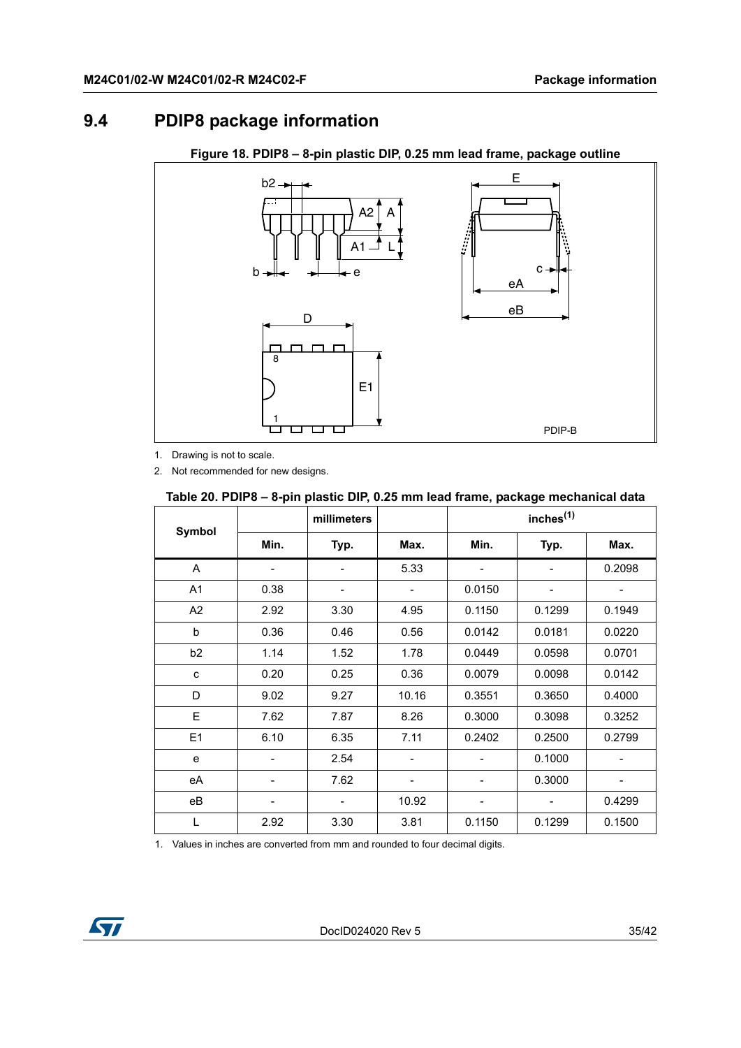## 9.4 PDIP8 package information

**Figure 18. PDIP8 – 8-pin plastic DIP, 0.25 mm lead frame, package outline**

1. Drawing is not to scale.
2. Not recommended for new designs.

**Table 20. PDIP8 – 8-pin plastic DIP, 0.25 mm lead frame, package mechanical data**

| Symbol | millimeters | | | inches[1] | | |
|---|---|---|---|---|---|---|
| | Min. | Typ. | Max. | Min. | Typ. | Max. |
| A | - | - | 5.33 | - | - | 0.2098 |
| A1 | 0.38 | - | - | 0.0150 | - | - |
| A2 | 2.92 | 3.30 | 4.95 | 0.1150 | 0.1299 | 0.1949 |
| b | 0.36 | 0.46 | 0.56 | 0.0142 | 0.0181 | 0.0220 |
| b2 | 1.14 | 1.52 | 1.78 | 0.0449 | 0.0598 | 0.0701 |
| c | 0.20 | 0.25 | 0.36 | 0.0079 | 0.0098 | 0.0142 |
| D | 9.02 | 9.27 | 10.16 | 0.3551 | 0.3650 | 0.4000 |
| E | 7.62 | 7.87 | 8.26 | 0.3000 | 0.3098 | 0.3252 |
| E1 | 6.10 | 6.35 | 7.11 | 0.2402 | 0.2500 | 0.2799 |
| e | - | 2.54 | - | - | 0.1000 | - |
| eA | - | 7.62 | - | - | 0.3000 | - |
| eB | - | - | 10.92 | - | - | 0.4299 |
| L | 2.92 | 3.30 | 3.81 | 0.1150 | 0.1299 | 0.1500 |

1. Values in inches are converted from mm and rounded to four decimal digits.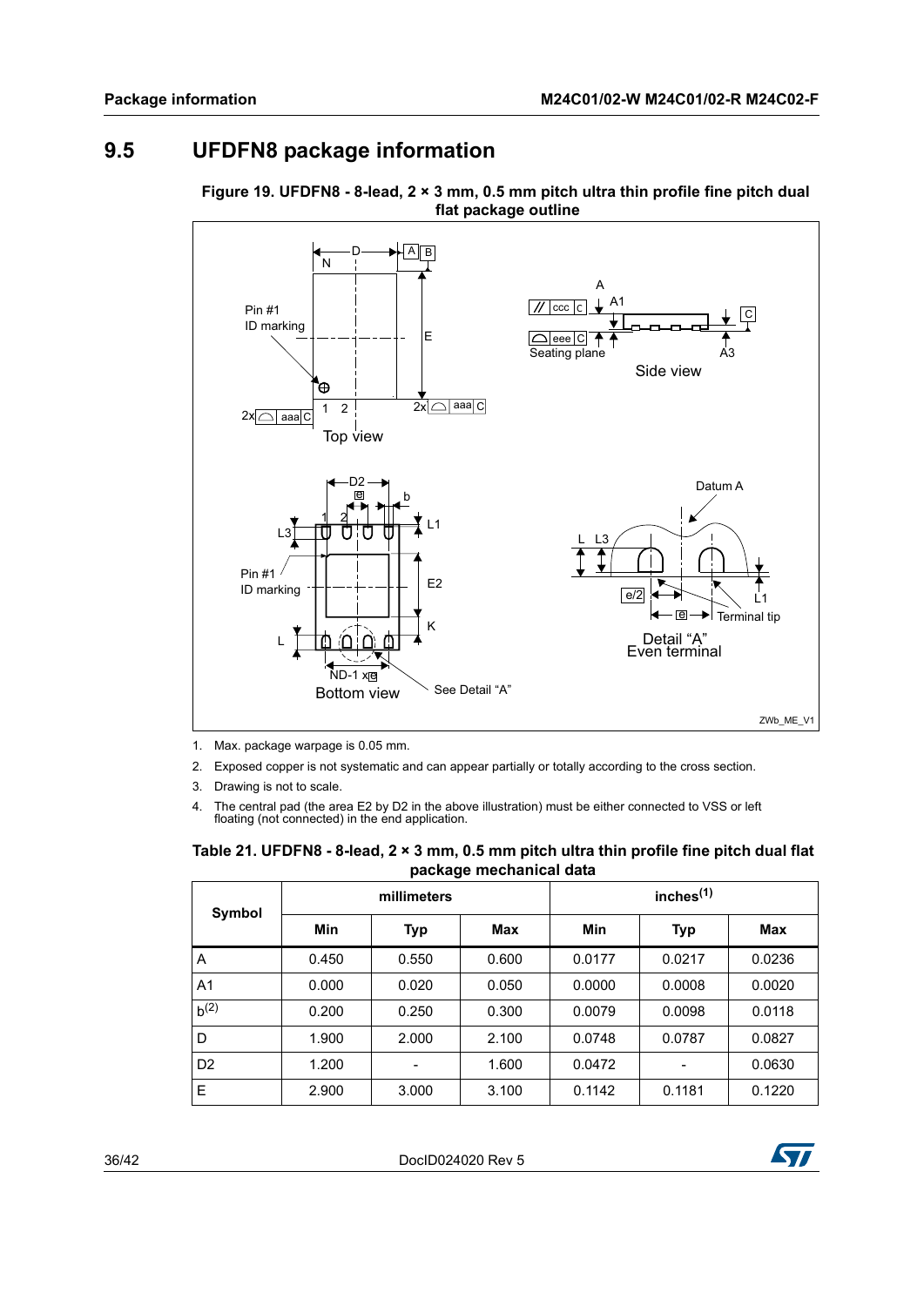## 9.5 UFDFN8 package information

**Figure 19. UFDFN8 - 8-lead, 2 × 3 mm, 0.5 mm pitch ultra thin profile fine pitch dual flat package outline**

1. Max. package warpage is 0.05 mm.
2. Exposed copper is not systematic and can appear partially or totally according to the cross section.
3. Drawing is not to scale.
4. The central pad (the area E2 by D2 in the above illustration) must be either connected to VSS or left floating (not connected) in the end application.

**Table 21. UFDFN8 - 8-lead, 2 × 3 mm, 0.5 mm pitch ultra thin profile fine pitch dual flat package mechanical data**

| Symbol | millimeters | | | inches[1] | | |
|---|---|---|---|---|---|---|
| | Min | Typ | Max | Min | Typ | Max |
| A | 0.450 | 0.550 | 0.600 | 0.0177 | 0.0217 | 0.0236 |
| A1 | 0.000 | 0.020 | 0.050 | 0.0000 | 0.0008 | 0.0020 |
| b[2] | 0.200 | 0.250 | 0.300 | 0.0079 | 0.0098 | 0.0118 |
| D | 1.900 | 2.000 | 2.100 | 0.0748 | 0.0787 | 0.0827 |
| D2 | 1.200 | - | 1.600 | 0.0472 | - | 0.0630 |
| E | 2.900 | 3.000 | 3.100 | 0.1142 | 0.1181 | 0.1220 |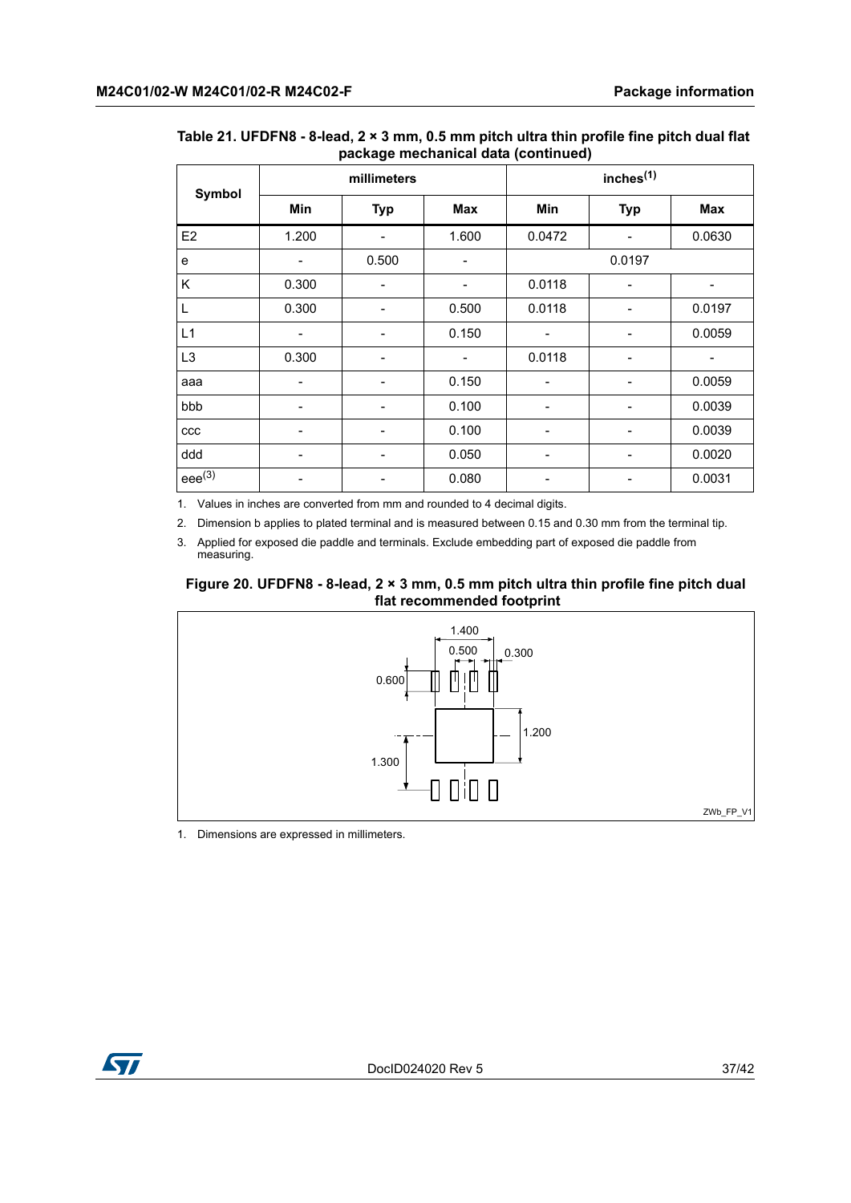**Table 21. UFDFN8 - 8-lead, 2 × 3 mm, 0.5 mm pitch ultra thin profile fine pitch dual flat package mechanical data (continued)**

| Symbol | millimeters | | | inches[(1)] | | |
|---|---|---|---|---|---|---|
| | Min | Typ | Max | Min | Typ | Max |
| E2 | 1.200 | - | 1.600 | 0.0472 | - | 0.0630 |
| e | - | 0.500 | - | | 0.0197 | |
| K | 0.300 | - | - | 0.0118 | - | - |
| L | 0.300 | - | 0.500 | 0.0118 | - | 0.0197 |
| L1 | - | - | 0.150 | - | - | 0.0059 |
| L3 | 0.300 | - | - | 0.0118 | - | - |
| aaa | - | - | 0.150 | - | - | 0.0059 |
| bbb | - | - | 0.100 | - | - | 0.0039 |
| ccc | - | - | 0.100 | - | - | 0.0039 |
| ddd | - | - | 0.050 | - | - | 0.0020 |
| eee[(3)] | - | - | 0.080 | - | - | 0.0031 |

1. Values in inches are converted from mm and rounded to 4 decimal digits.
2. Dimension b applies to plated terminal and is measured between 0.15 and 0.30 mm from the terminal tip.
3. Applied for exposed die paddle and terminals. Exclude embedding part of exposed die paddle from measuring.

**Figure 20. UFDFN8 - 8-lead, 2 × 3 mm, 0.5 mm pitch ultra thin profile fine pitch dual flat recommended footprint**

1. Dimensions are expressed in millimeters.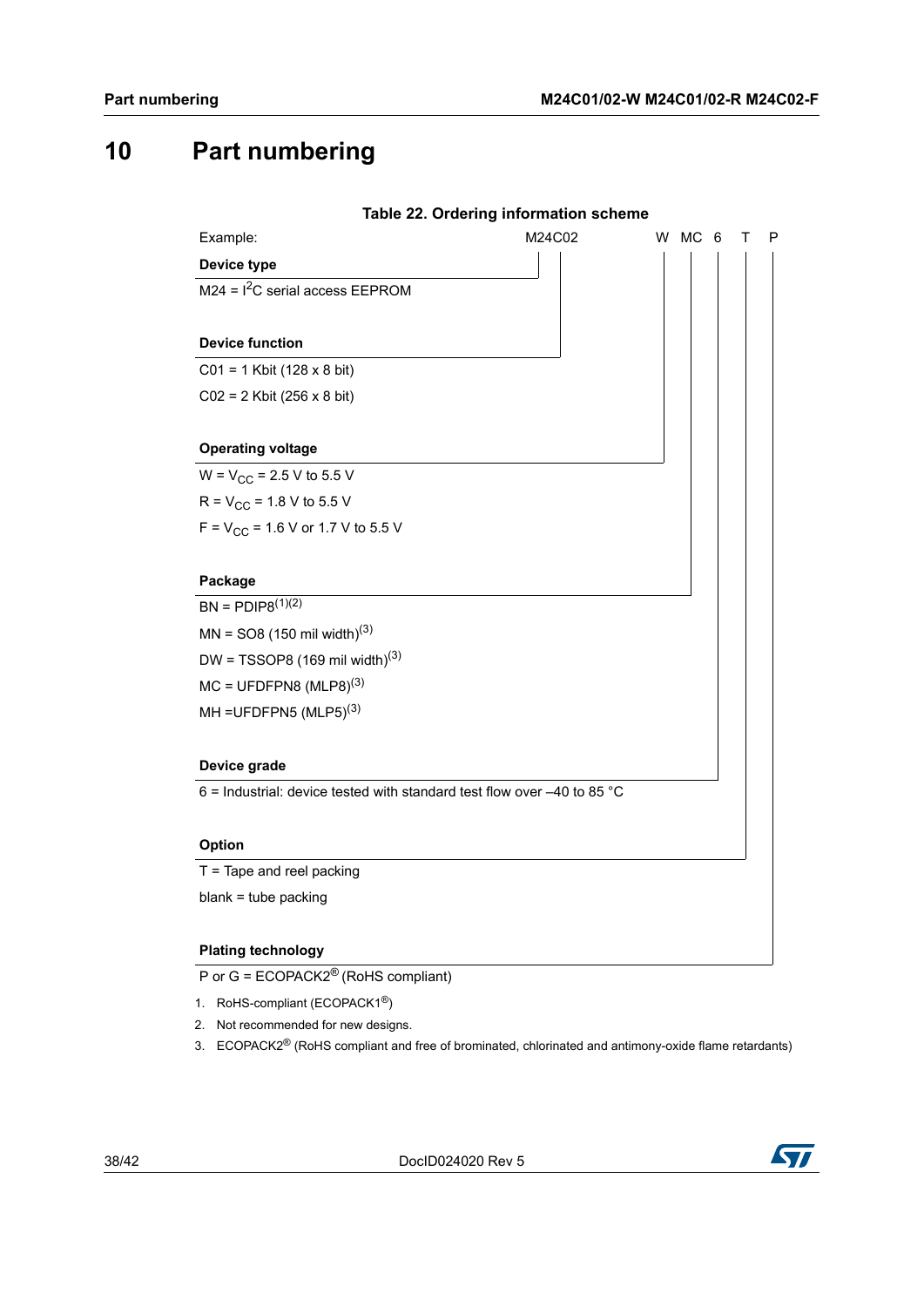# 10 Part numbering

**Table 22. Ordering information scheme**

Example: M24C02 W MC 6 T P

**Device type**

M24 = $I^2C$ serial access EEPROM

**Device function**

C01 = 1 Kbit (128 x 8 bit)

C02 = 2 Kbit (256 x 8 bit)

**Operating voltage**

W = $V_{CC}$ = 2.5 V to 5.5 V

R = $V_{CC}$ = 1.8 V to 5.5 V

F = $V_{CC}$ = 1.6 V or 1.7 V to 5.5 V

**Package**

BN = PDIP8[(1)(2)]

MN = SO8 (150 mil width)[(3)]

DW = TSSOP8 (169 mil width)[(3)]

MC = UFDFPN8 (MLP8)[(3)]

MH =UFDFPN5 (MLP5)[(3)]

**Device grade**

6 = Industrial: device tested with standard test flow over –40 to 85 °C

**Option**

T = Tape and reel packing

blank = tube packing

**Plating technology**

P or G = ECOPACK2® (RoHS compliant)

1. RoHS-compliant (ECOPACK1®)
2. Not recommended for new designs.
3. ECOPACK2® (RoHS compliant and free of brominated, chlorinated and antimony-oxide flame retardants)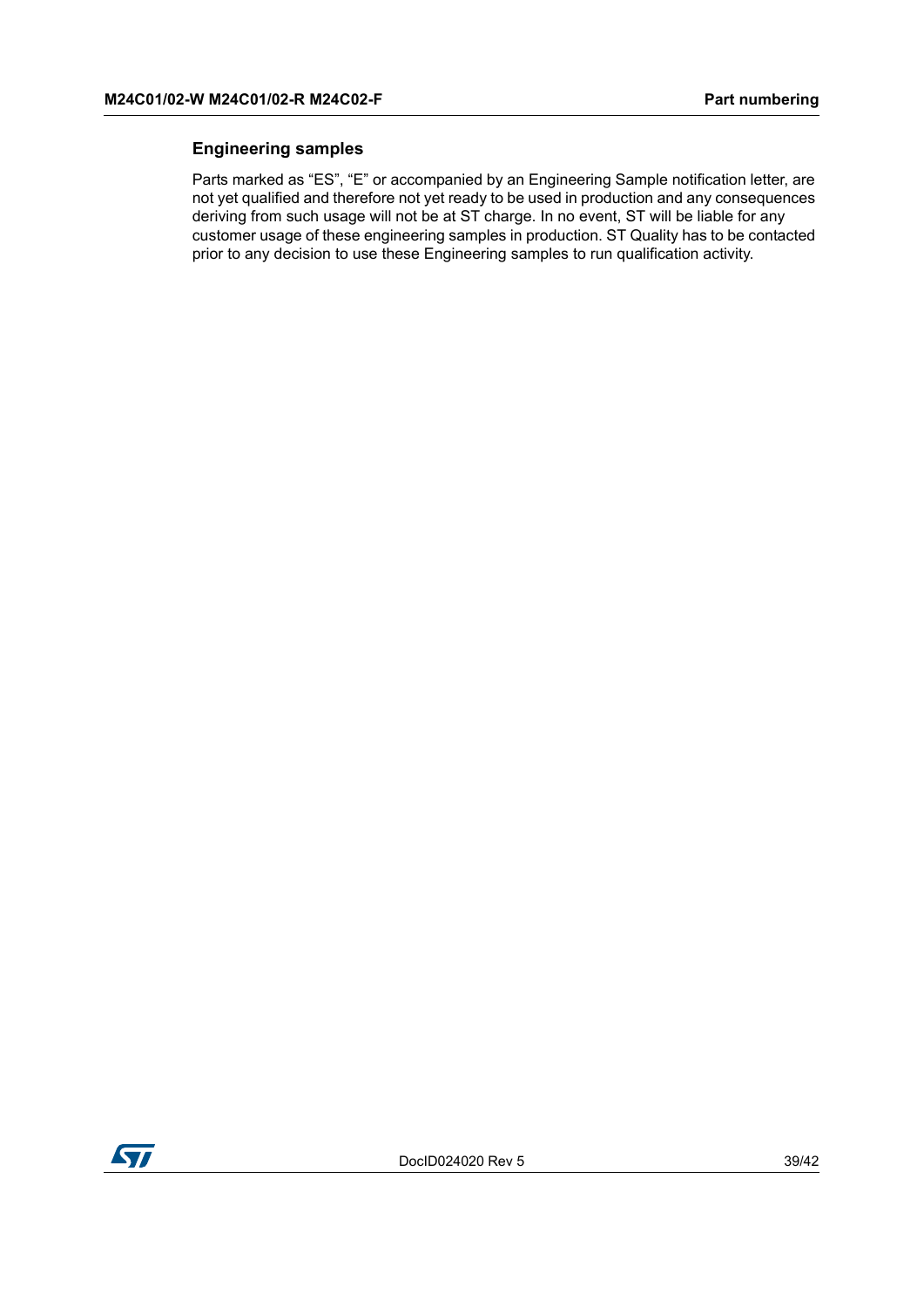### Engineering samples

Parts marked as “ES”, “E” or accompanied by an Engineering Sample notification letter, are not yet qualified and therefore not yet ready to be used in production and any consequences deriving from such usage will not be at ST charge. In no event, ST will be liable for any customer usage of these engineering samples in production. ST Quality has to be contacted prior to any decision to use these Engineering samples to run qualification activity.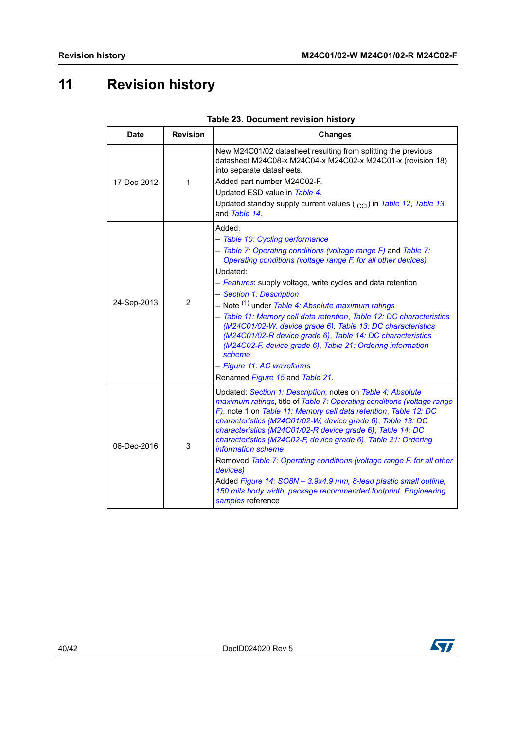# 11 Revision history

**Table 23. Document revision history**

| Date | Revision | Changes |
|---|---|---|
| 17-Dec-2012 | 1 | New M24C01/02 datasheet resulting from splitting the previous datasheet M24C08-x M24C04-x M24C02-x M24C01-x (revision 18) into separate datasheets.<br>Added part number M24C02-F.<br>Updated ESD value in *Table 4*.<br>Updated standby supply current values ($I_{CCI}$) in *Table 12*, *Table 13* and *Table 14*. |
| 24-Sep-2013 | 2 | Added:<br>– *Table 10: Cycling performance*<br>– *Table 7: Operating conditions (voltage range F)* and *Table 7: Operating conditions (voltage range F, for all other devices)*<br>Updated:<br>– *Features*: supply voltage, write cycles and data retention<br>– *Section 1: Description*<br>– Note (1) under *Table 4: Absolute maximum ratings*<br>– *Table 11: Memory cell data retention*, *Table 12: DC characteristics (M24C01/02-W, device grade 6)*, *Table 13: DC characteristics (M24C01/02-R device grade 6)*, *Table 14: DC characteristics (M24C02-F, device grade 6)*, *Table 21: Ordering information scheme*<br>– *Figure 11: AC waveforms*<br>Renamed *Figure 15* and *Table 21*. |
| 06-Dec-2016 | 3 | Updated: *Section 1: Description*, notes on *Table 4: Absolute maximum ratings*, title of *Table 7: Operating conditions (voltage range F)*, note 1 on *Table 11: Memory cell data retention*, *Table 12: DC characteristics (M24C01/02-W, device grade 6)*, *Table 13: DC characteristics (M24C01/02-R device grade 6)*, *Table 14: DC characteristics (M24C02-F, device grade 6)*, *Table 21: Ordering information scheme*<br>Removed *Table 7: Operating conditions (voltage range F. for all other devices)*<br>Added *Figure 14: SO8N – 3.9x4.9 mm, 8-lead plastic small outline, 150 mils body width, package recommended footprint*, *Engineering samples* reference |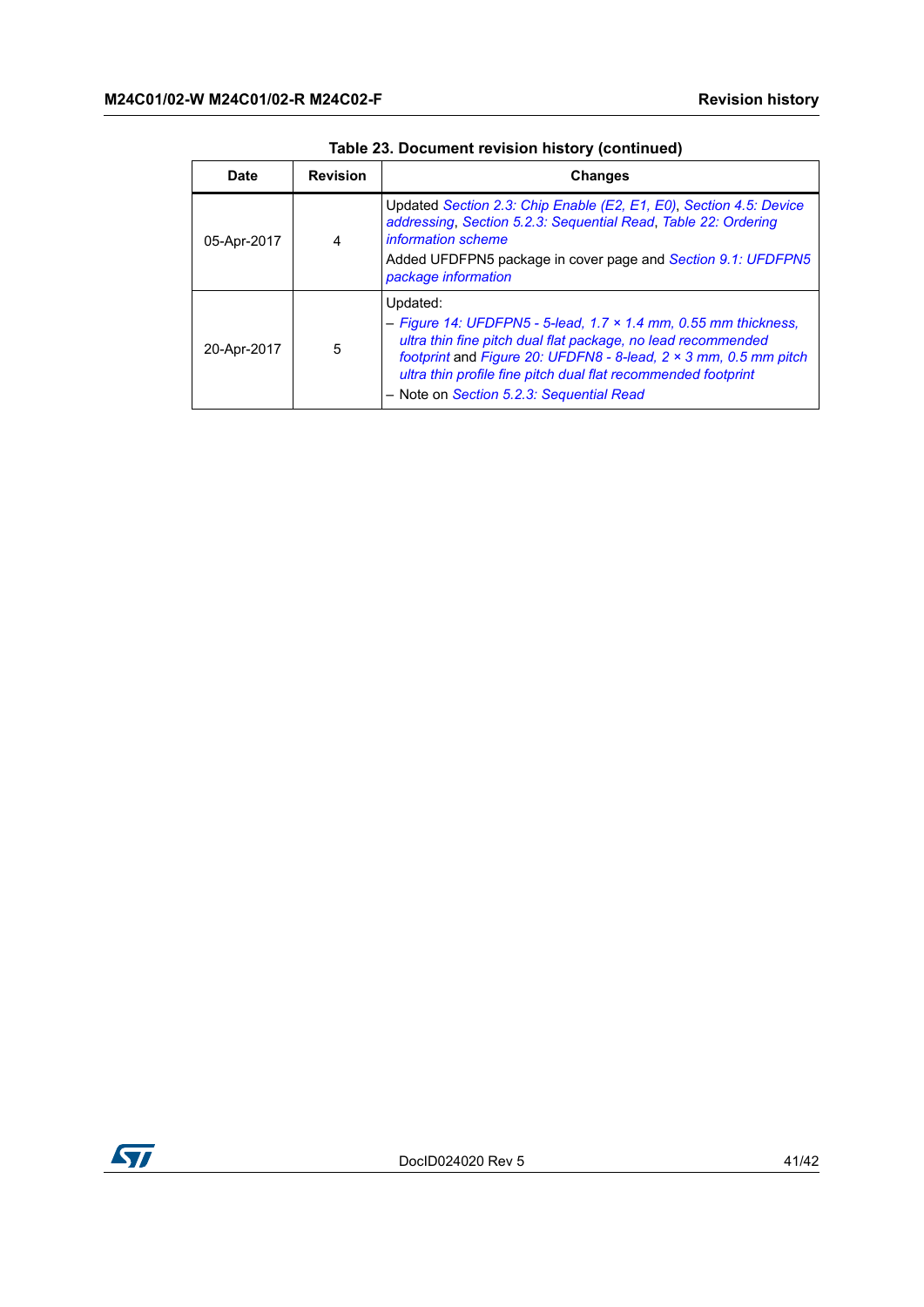Table 23. Document revision history (continued)

| Date | Revision | Changes |
|---|---|---|
| 05-Apr-2017 | 4 | Updated *Section 2.3: Chip Enable (E2, E1, E0)*, *Section 4.5: Device addressing*, *Section 5.2.3: Sequential Read*, *Table 22: Ordering information scheme*<br>Added UFDFPN5 package in cover page and *Section 9.1: UFDFPN5 package information* |
| 20-Apr-2017 | 5 | Updated:<br>– *Figure 14: UFDFPN5 - 5-lead, 1.7 × 1.4 mm, 0.55 mm thickness, ultra thin fine pitch dual flat package, no lead recommended footprint* and *Figure 20: UFDFN8 - 8-lead, 2 × 3 mm, 0.5 mm pitch ultra thin profile fine pitch dual flat recommended footprint*<br>– Note on *Section 5.2.3: Sequential Read* |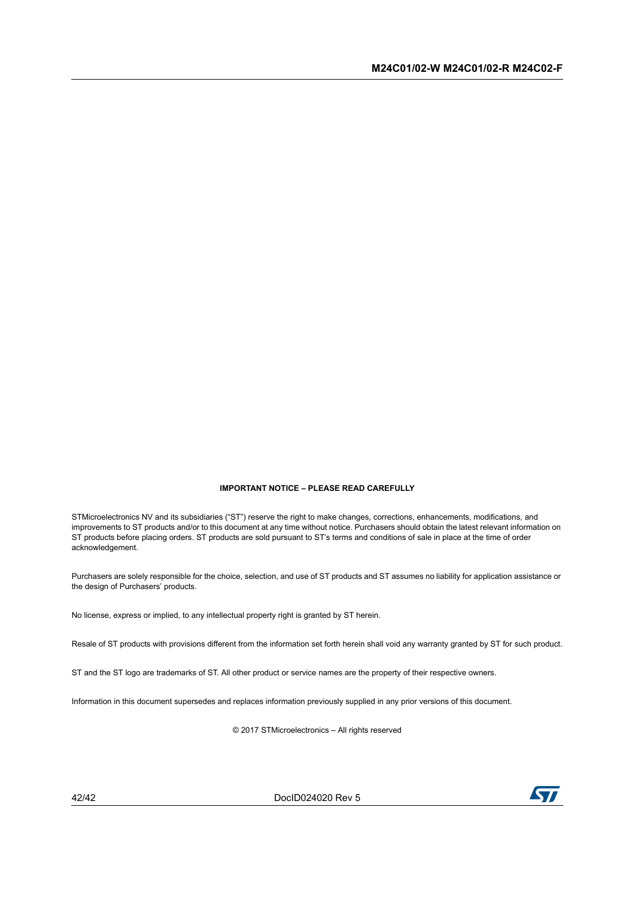**IMPORTANT NOTICE – PLEASE READ CAREFULLY**

STMicroelectronics NV and its subsidiaries ("ST") reserve the right to make changes, corrections, enhancements, modifications, and improvements to ST products and/or to this document at any time without notice. Purchasers should obtain the latest relevant information on ST products before placing orders. ST products are sold pursuant to ST's terms and conditions of sale in place at the time of order acknowledgement.

Purchasers are solely responsible for the choice, selection, and use of ST products and ST assumes no liability for application assistance or the design of Purchasers' products.

No license, express or implied, to any intellectual property right is granted by ST herein.

Resale of ST products with provisions different from the information set forth herein shall void any warranty granted by ST for such product.

ST and the ST logo are trademarks of ST. All other product or service names are the property of their respective owners.

Information in this document supersedes and replaces information previously supplied in any prior versions of this document.

© 2017 STMicroelectronics – All rights reserved